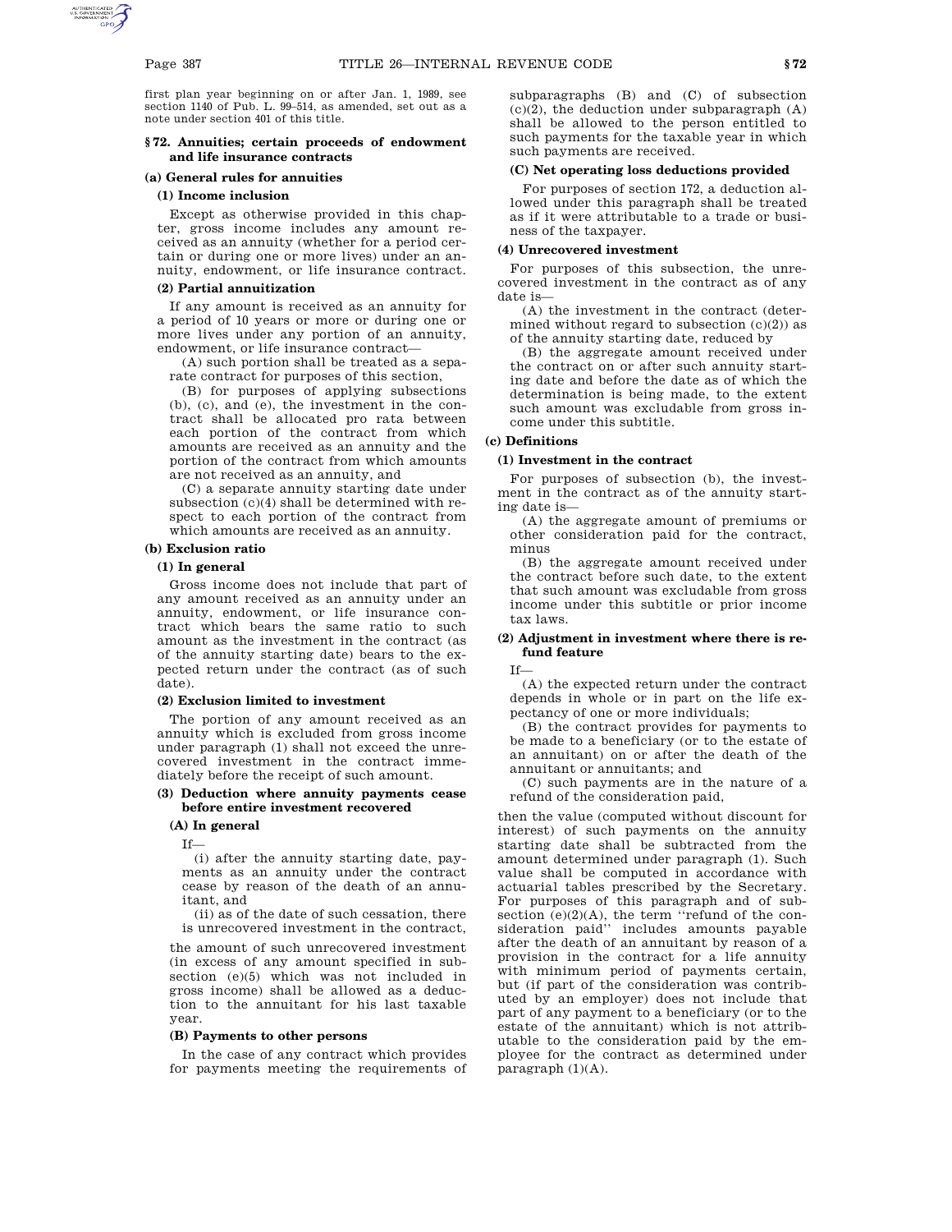first plan year beginning on or after Jan. 1, 1989, see section 1140 of Pub. L. 99–514, as amended, set out as a note under section 401 of this title.

## § 72. Annuities; certain proceeds of endowment and life insurance contracts

### (a) General rules for annuities

#### (1) Income inclusion

Except as otherwise provided in this chapter, gross income includes any amount received as an annuity (whether for a period certain or during one or more lives) under an annuity, endowment, or life insurance contract.

#### (2) Partial annuitization

If any amount is received as an annuity for a period of 10 years or more or during one or more lives under any portion of an annuity, endowment, or life insurance contract—

(A) such portion shall be treated as a separate contract for purposes of this section,

(B) for purposes of applying subsections (b), (c), and (e), the investment in the contract shall be allocated pro rata between each portion of the contract from which amounts are received as an annuity and the portion of the contract from which amounts are not received as an annuity, and

(C) a separate annuity starting date under subsection (c)(4) shall be determined with respect to each portion of the contract from which amounts are received as an annuity.

### (b) Exclusion ratio

#### (1) In general

Gross income does not include that part of any amount received as an annuity under an annuity, endowment, or life insurance contract which bears the same ratio to such amount as the investment in the contract (as of the annuity starting date) bears to the expected return under the contract (as of such date).

#### (2) Exclusion limited to investment

The portion of any amount received as an annuity which is excluded from gross income under paragraph (1) shall not exceed the unrecovered investment in the contract immediately before the receipt of such amount.

#### (3) Deduction where annuity payments cease before entire investment recovered

##### (A) In general

If—

(i) after the annuity starting date, payments as an annuity under the contract cease by reason of the death of an annuitant, and

(ii) as of the date of such cessation, there is unrecovered investment in the contract,

the amount of such unrecovered investment (in excess of any amount specified in subsection (e)(5) which was not included in gross income) shall be allowed as a deduction to the annuitant for his last taxable year.

##### (B) Payments to other persons

In the case of any contract which provides for payments meeting the requirements of subparagraphs (B) and (C) of subsection (c)(2), the deduction under subparagraph (A) shall be allowed to the person entitled to such payments for the taxable year in which such payments are received.

##### (C) Net operating loss deductions provided

For purposes of section 172, a deduction allowed under this paragraph shall be treated as if it were attributable to a trade or business of the taxpayer.

#### (4) Unrecovered investment

For purposes of this subsection, the unrecovered investment in the contract as of any date is—

(A) the investment in the contract (determined without regard to subsection (c)(2)) as of the annuity starting date, reduced by

(B) the aggregate amount received under the contract on or after such annuity starting date and before the date as of which the determination is being made, to the extent such amount was excludable from gross income under this subtitle.

### (c) Definitions

#### (1) Investment in the contract

For purposes of subsection (b), the investment in the contract as of the annuity starting date is—

(A) the aggregate amount of premiums or other consideration paid for the contract, minus

(B) the aggregate amount received under the contract before such date, to the extent that such amount was excludable from gross income under this subtitle or prior income tax laws.

#### (2) Adjustment in investment where there is refund feature

If—

(A) the expected return under the contract depends in whole or in part on the life expectancy of one or more individuals;

(B) the contract provides for payments to be made to a beneficiary (or to the estate of an annuitant) on or after the death of the annuitant or annuitants; and

(C) such payments are in the nature of a refund of the consideration paid,

then the value (computed without discount for interest) of such payments on the annuity starting date shall be subtracted from the amount determined under paragraph (1). Such value shall be computed in accordance with actuarial tables prescribed by the Secretary. For purposes of this paragraph and of subsection (e)(2)(A), the term "refund of the consideration paid" includes amounts payable after the death of an annuitant by reason of a provision in the contract for a life annuity with minimum period of payments certain, but (if part of the consideration was contributed by an employer) does not include that part of any payment to a beneficiary (or to the estate of the annuitant) which is not attributable to the consideration paid by the employee for the contract as determined under paragraph (1)(A).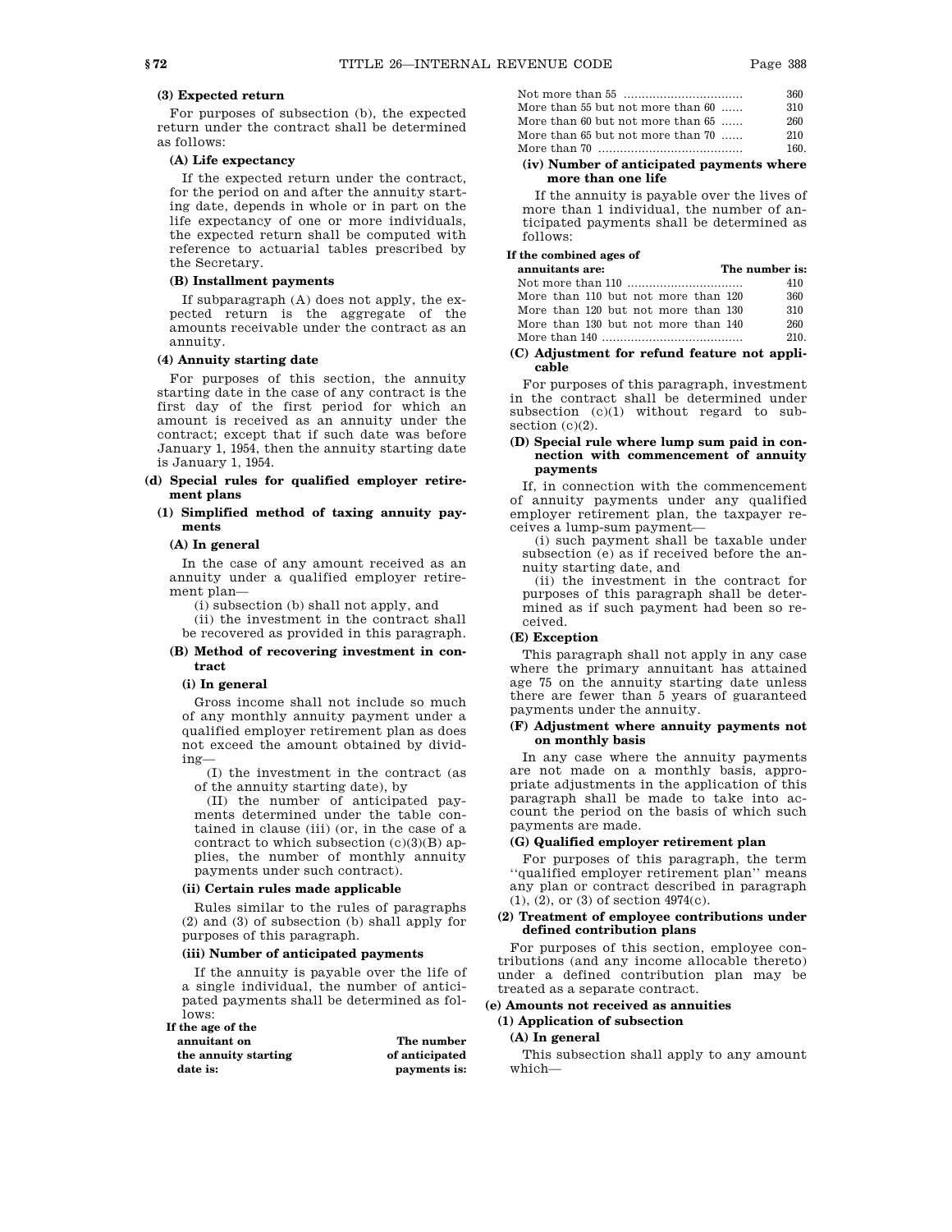#### (3) Expected return

For purposes of subsection (b), the expected return under the contract shall be determined as follows:

##### (A) Life expectancy

If the expected return under the contract, for the period on and after the annuity starting date, depends in whole or in part on the life expectancy of one or more individuals, the expected return shall be computed with reference to actuarial tables prescribed by the Secretary.

##### (B) Installment payments

If subparagraph (A) does not apply, the expected return is the aggregate of the amounts receivable under the contract as an annuity.

#### (4) Annuity starting date

For purposes of this section, the annuity starting date in the case of any contract is the first day of the first period for which an amount is received as an annuity under the contract; except that if such date was before January 1, 1954, then the annuity starting date is January 1, 1954.

### (d) Special rules for qualified employer retirement plans

#### (1) Simplified method of taxing annuity payments

##### (A) In general

In the case of any amount received as an annuity under a qualified employer retirement plan—

(i) subsection (b) shall not apply, and

(ii) the investment in the contract shall be recovered as provided in this paragraph.

##### (B) Method of recovering investment in contract

###### (i) In general

Gross income shall not include so much of any monthly annuity payment under a qualified employer retirement plan as does not exceed the amount obtained by dividing—

(I) the investment in the contract (as of the annuity starting date), by

(II) the number of anticipated payments determined under the table contained in clause (iii) (or, in the case of a contract to which subsection (c)(3)(B) applies, the number of monthly annuity payments under such contract).

###### (ii) Certain rules made applicable

Rules similar to the rules of paragraphs (2) and (3) of subsection (b) shall apply for purposes of this paragraph.

###### (iii) Number of anticipated payments

If the annuity is payable over the life of a single individual, the number of anticipated payments shall be determined as follows:

| If the age of the annuitant on the annuity starting date is: | The number of anticipated payments is: |
|---|---|
| Not more than 55 | 360 |
| More than 55 but not more than 60 | 310 |
| More than 60 but not more than 65 | 260 |
| More than 65 but not more than 70 | 210 |
| More than 70 | 160. |

###### (iv) Number of anticipated payments where more than one life

If the annuity is payable over the lives of more than 1 individual, the number of anticipated payments shall be determined as follows:

| If the combined ages of annuitants are: | The number is: |
|---|---|
| Not more than 110 | 410 |
| More than 110 but not more than 120 | 360 |
| More than 120 but not more than 130 | 310 |
| More than 130 but not more than 140 | 260 |
| More than 140 | 210. |

##### (C) Adjustment for refund feature not applicable

For purposes of this paragraph, investment in the contract shall be determined under subsection (c)(1) without regard to subsection (c)(2).

##### (D) Special rule where lump sum paid in connection with commencement of annuity payments

If, in connection with the commencement of annuity payments under any qualified employer retirement plan, the taxpayer receives a lump-sum payment—

(i) such payment shall be taxable under subsection (e) as if received before the annuity starting date, and

(ii) the investment in the contract for purposes of this paragraph shall be determined as if such payment had been so received.

##### (E) Exception

This paragraph shall not apply in any case where the primary annuitant has attained age 75 on the annuity starting date unless there are fewer than 5 years of guaranteed payments under the annuity.

##### (F) Adjustment where annuity payments not on monthly basis

In any case where the annuity payments are not made on a monthly basis, appropriate adjustments in the application of this paragraph shall be made to take into account the period on the basis of which such payments are made.

##### (G) Qualified employer retirement plan

For purposes of this paragraph, the term ''qualified employer retirement plan'' means any plan or contract described in paragraph (1), (2), or (3) of section 4974(c).

#### (2) Treatment of employee contributions under defined contribution plans

For purposes of this section, employee contributions (and any income allocable thereto) under a defined contribution plan may be treated as a separate contract.

### (e) Amounts not received as annuities

#### (1) Application of subsection

##### (A) In general

This subsection shall apply to any amount which—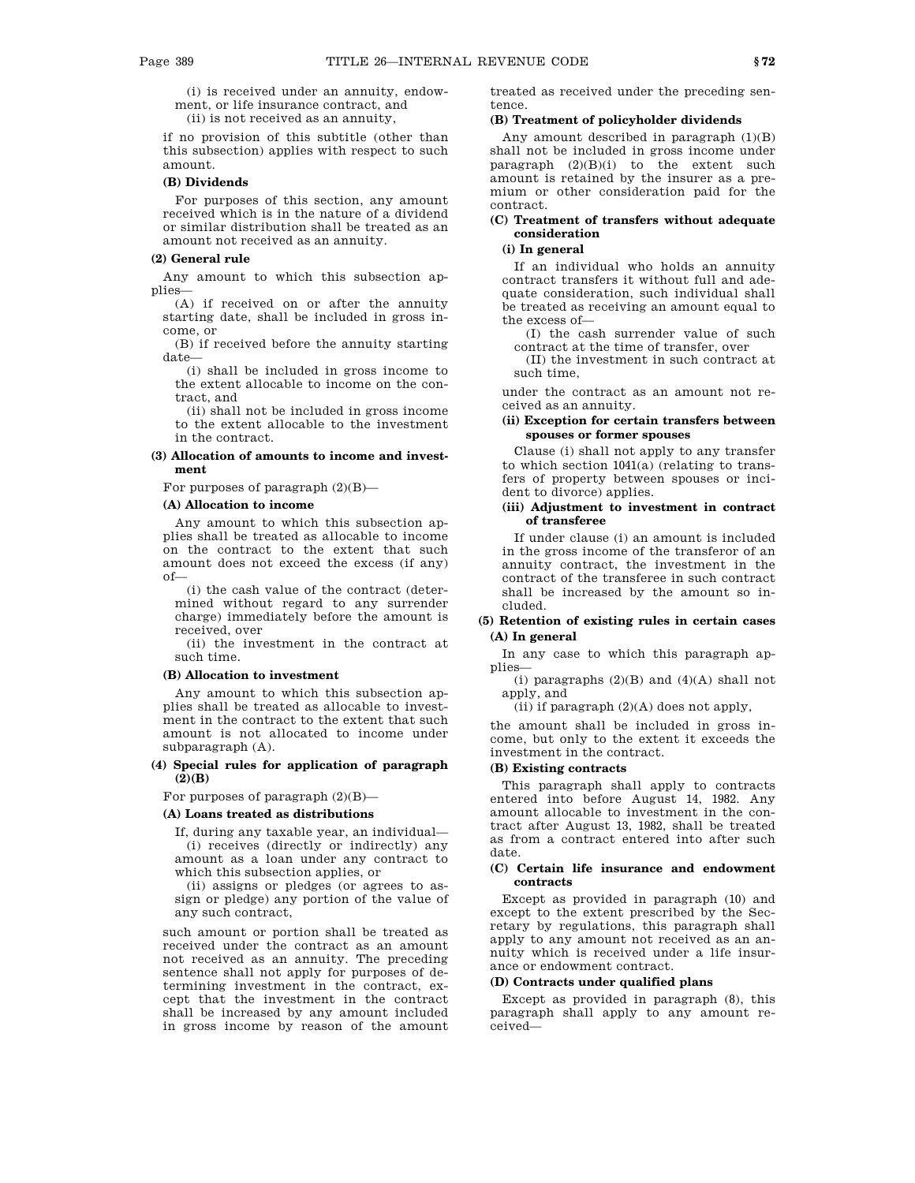(i) is received under an annuity, endowment, or life insurance contract, and

(ii) is not received as an annuity,

if no provision of this subtitle (other than this subsection) applies with respect to such amount.

**(B) Dividends**

For purposes of this section, any amount received which is in the nature of a dividend or similar distribution shall be treated as an amount not received as an annuity.

**(2) General rule**

Any amount to which this subsection applies—

(A) if received on or after the annuity starting date, shall be included in gross income, or

(B) if received before the annuity starting date—

(i) shall be included in gross income to the extent allocable to income on the contract, and

(ii) shall not be included in gross income to the extent allocable to the investment in the contract.

**(3) Allocation of amounts to income and investment**

For purposes of paragraph (2)(B)—

**(A) Allocation to income**

Any amount to which this subsection applies shall be treated as allocable to income on the contract to the extent that such amount does not exceed the excess (if any) of—

(i) the cash value of the contract (determined without regard to any surrender charge) immediately before the amount is received, over

(ii) the investment in the contract at such time.

**(B) Allocation to investment**

Any amount to which this subsection applies shall be treated as allocable to investment in the contract to the extent that such amount is not allocated to income under subparagraph (A).

**(4) Special rules for application of paragraph (2)(B)**

For purposes of paragraph (2)(B)—

**(A) Loans treated as distributions**

If, during any taxable year, an individual—

(i) receives (directly or indirectly) any amount as a loan under any contract to which this subsection applies, or

(ii) assigns or pledges (or agrees to assign or pledge) any portion of the value of any such contract,

such amount or portion shall be treated as received under the contract as an amount not received as an annuity. The preceding sentence shall not apply for purposes of determining investment in the contract, except that the investment in the contract shall be increased by any amount included in gross income by reason of the amount treated as received under the preceding sentence.

**(B) Treatment of policyholder dividends**

Any amount described in paragraph (1)(B) shall not be included in gross income under paragraph (2)(B)(i) to the extent such amount is retained by the insurer as a premium or other consideration paid for the contract.

**(C) Treatment of transfers without adequate consideration**

**(i) In general**

If an individual who holds an annuity contract transfers it without full and adequate consideration, such individual shall be treated as receiving an amount equal to the excess of—

(I) the cash surrender value of such contract at the time of transfer, over

(II) the investment in such contract at such time,

under the contract as an amount not received as an annuity.

**(ii) Exception for certain transfers between spouses or former spouses**

Clause (i) shall not apply to any transfer to which section 1041(a) (relating to transfers of property between spouses or incident to divorce) applies.

**(iii) Adjustment to investment in contract of transferee**

If under clause (i) an amount is included in the gross income of the transferor of an annuity contract, the investment in the contract of the transferee in such contract shall be increased by the amount so included.

**(5) Retention of existing rules in certain cases**

**(A) In general**

In any case to which this paragraph applies—

(i) paragraphs (2)(B) and (4)(A) shall not apply, and

(ii) if paragraph (2)(A) does not apply,

the amount shall be included in gross income, but only to the extent it exceeds the investment in the contract.

**(B) Existing contracts**

This paragraph shall apply to contracts entered into before August 14, 1982. Any amount allocable to investment in the contract after August 13, 1982, shall be treated as from a contract entered into after such date.

**(C) Certain life insurance and endowment contracts**

Except as provided in paragraph (10) and except to the extent prescribed by the Secretary by regulations, this paragraph shall apply to any amount not received as an annuity which is received under a life insurance or endowment contract.

**(D) Contracts under qualified plans**

Except as provided in paragraph (8), this paragraph shall apply to any amount received—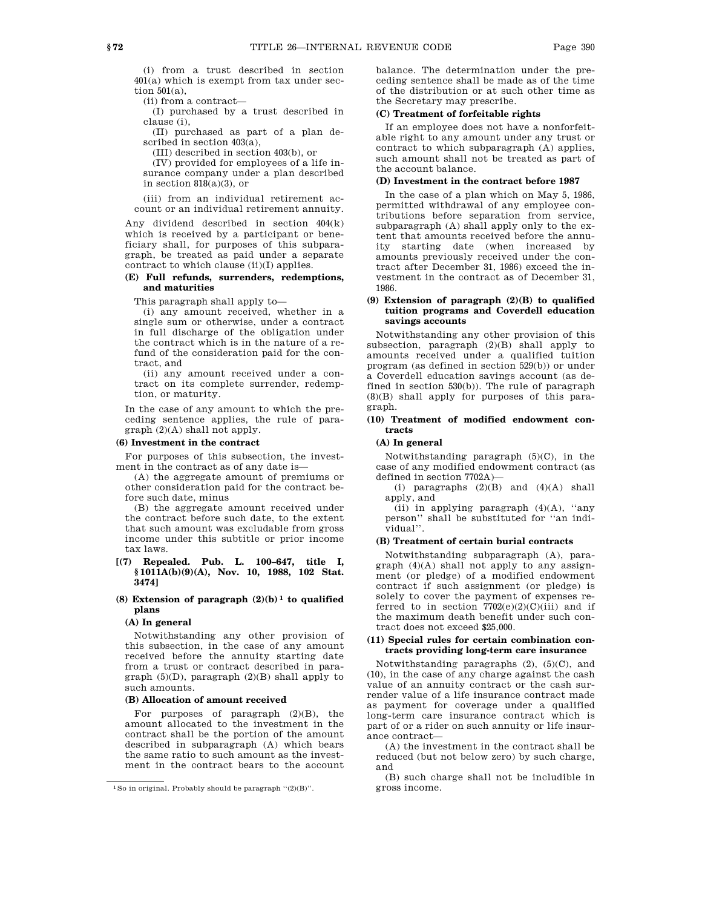(i) from a trust described in section 401(a) which is exempt from tax under section 501(a),

(ii) from a contract—

(I) purchased by a trust described in clause (i),

(II) purchased as part of a plan described in section 403(a),

(III) described in section 403(b), or

(IV) provided for employees of a life insurance company under a plan described in section 818(a)(3), or

(iii) from an individual retirement account or an individual retirement annuity.

Any dividend described in section 404(k) which is received by a participant or beneficiary shall, for purposes of this subparagraph, be treated as paid under a separate contract to which clause (ii)(I) applies.

**(E) Full refunds, surrenders, redemptions, and maturities**

This paragraph shall apply to—

(i) any amount received, whether in a single sum or otherwise, under a contract in full discharge of the obligation under the contract which is in the nature of a refund of the consideration paid for the contract, and

(ii) any amount received under a contract on its complete surrender, redemption, or maturity.

In the case of any amount to which the preceding sentence applies, the rule of paragraph (2)(A) shall not apply.

**(6) Investment in the contract**

For purposes of this subsection, the investment in the contract as of any date is—

(A) the aggregate amount of premiums or other consideration paid for the contract before such date, minus

(B) the aggregate amount received under the contract before such date, to the extent that such amount was excludable from gross income under this subtitle or prior income tax laws.

**[(7) Repealed. Pub. L. 100–647, title I, §1011A(b)(9)(A), Nov. 10, 1988, 102 Stat. 3474]**

**(8) Extension of paragraph (2)(b)[1] to qualified plans**

**(A) In general**

Notwithstanding any other provision of this subsection, in the case of any amount received before the annuity starting date from a trust or contract described in paragraph (5)(D), paragraph (2)(B) shall apply to such amounts.

**(B) Allocation of amount received**

For purposes of paragraph (2)(B), the amount allocated to the investment in the contract shall be the portion of the amount described in subparagraph (A) which bears the same ratio to such amount as the investment in the contract bears to the account balance. The determination under the preceding sentence shall be made as of the time of the distribution or at such other time as the Secretary may prescribe.

**(C) Treatment of forfeitable rights**

If an employee does not have a nonforfeitable right to any amount under any trust or contract to which subparagraph (A) applies, such amount shall not be treated as part of the account balance.

**(D) Investment in the contract before 1987**

In the case of a plan which on May 5, 1986, permitted withdrawal of any employee contributions before separation from service, subparagraph (A) shall apply only to the extent that amounts received before the annuity starting date (when increased by amounts previously received under the contract after December 31, 1986) exceed the investment in the contract as of December 31, 1986.

**(9) Extension of paragraph (2)(B) to qualified tuition programs and Coverdell education savings accounts**

Notwithstanding any other provision of this subsection, paragraph (2)(B) shall apply to amounts received under a qualified tuition program (as defined in section 529(b)) or under a Coverdell education savings account (as defined in section 530(b)). The rule of paragraph (8)(B) shall apply for purposes of this paragraph.

**(10) Treatment of modified endowment contracts**

**(A) In general**

Notwithstanding paragraph (5)(C), in the case of any modified endowment contract (as defined in section 7702A)—

(i) paragraphs (2)(B) and (4)(A) shall apply, and

(ii) in applying paragraph (4)(A), "any person" shall be substituted for "an individual".

**(B) Treatment of certain burial contracts**

Notwithstanding subparagraph (A), paragraph (4)(A) shall not apply to any assignment (or pledge) of a modified endowment contract if such assignment (or pledge) is solely to cover the payment of expenses referred to in section 7702(e)(2)(C)(iii) and if the maximum death benefit under such contract does not exceed $25,000.

**(11) Special rules for certain combination contracts providing long-term care insurance**

Notwithstanding paragraphs (2), (5)(C), and (10), in the case of any charge against the cash value of an annuity contract or the cash surrender value of a life insurance contract made as payment for coverage under a qualified long-term care insurance contract which is part of or a rider on such annuity or life insurance contract—

(A) the investment in the contract shall be reduced (but not below zero) by such charge, and

(B) such charge shall not be includible in gross income.

---

[1] So in original. Probably should be paragraph "(2)(B)".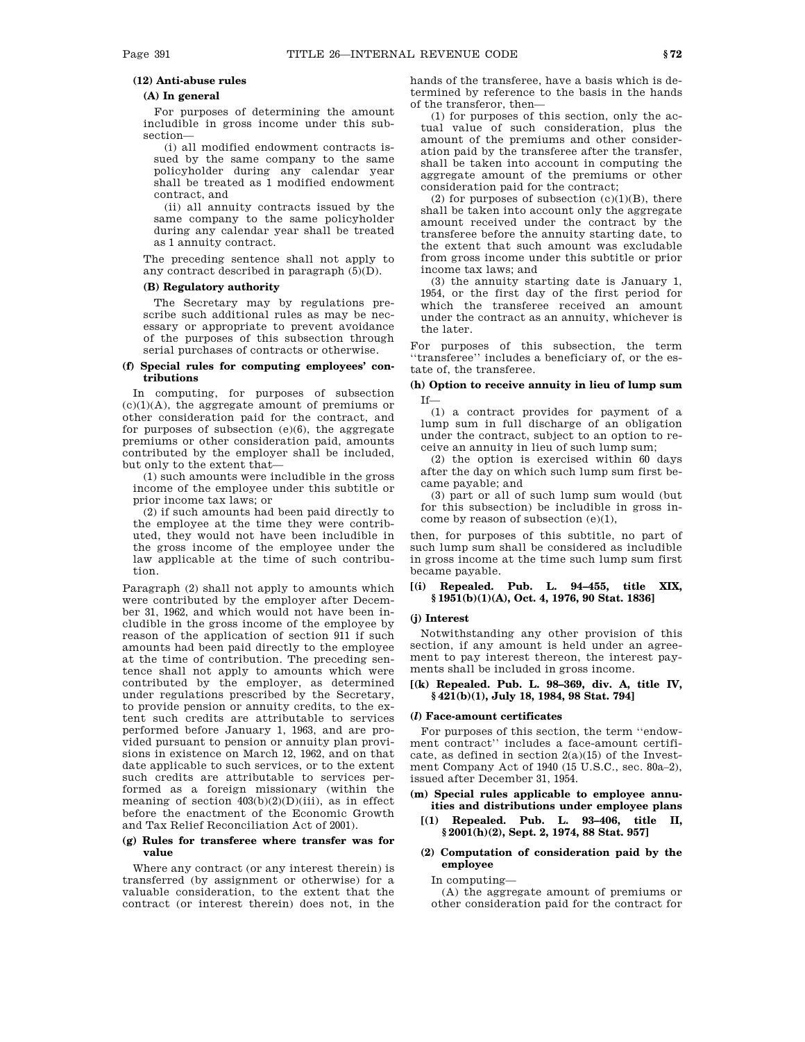#### (12) Anti-abuse rules

##### (A) In general

For purposes of determining the amount includible in gross income under this subsection—

(i) all modified endowment contracts issued by the same company to the same policyholder during any calendar year shall be treated as 1 modified endowment contract, and

(ii) all annuity contracts issued by the same company to the same policyholder during any calendar year shall be treated as 1 annuity contract.

The preceding sentence shall not apply to any contract described in paragraph (5)(D).

##### (B) Regulatory authority

The Secretary may by regulations prescribe such additional rules as may be necessary or appropriate to prevent avoidance of the purposes of this subsection through serial purchases of contracts or otherwise.

### (f) Special rules for computing employees' contributions

In computing, for purposes of subsection (c)(1)(A), the aggregate amount of premiums or other consideration paid for the contract, and for purposes of subsection (e)(6), the aggregate premiums or other consideration paid, amounts contributed by the employer shall be included, but only to the extent that—

(1) such amounts were includible in the gross income of the employee under this subtitle or prior income tax laws; or

(2) if such amounts had been paid directly to the employee at the time they were contributed, they would not have been includible in the gross income of the employee under the law applicable at the time of such contribution.

Paragraph (2) shall not apply to amounts which were contributed by the employer after December 31, 1962, and which would not have been includible in the gross income of the employee by reason of the application of section 911 if such amounts had been paid directly to the employee at the time of contribution. The preceding sentence shall not apply to amounts which were contributed by the employer, as determined under regulations prescribed by the Secretary, to provide pension or annuity credits, to the extent such credits are attributable to services performed before January 1, 1963, and are provided pursuant to pension or annuity plan provisions in existence on March 12, 1962, and on that date applicable to such services, or to the extent such credits are attributable to services performed as a foreign missionary (within the meaning of section 403(b)(2)(D)(iii), as in effect before the enactment of the Economic Growth and Tax Relief Reconciliation Act of 2001).

### (g) Rules for transferee where transfer was for value

Where any contract (or any interest therein) is transferred (by assignment or otherwise) for a valuable consideration, to the extent that the contract (or interest therein) does not, in the hands of the transferee, have a basis which is determined by reference to the basis in the hands of the transferor, then—

(1) for purposes of this section, only the actual value of such consideration, plus the amount of the premiums and other consideration paid by the transferee after the transfer, shall be taken into account in computing the aggregate amount of the premiums or other consideration paid for the contract;

(2) for purposes of subsection (c)(1)(B), there shall be taken into account only the aggregate amount received under the contract by the transferee before the annuity starting date, to the extent that such amount was excludable from gross income under this subtitle or prior income tax laws; and

(3) the annuity starting date is January 1, 1954, or the first day of the first period for which the transferee received an amount under the contract as an annuity, whichever is the later.

For purposes of this subsection, the term "transferee" includes a beneficiary of, or the estate of, the transferee.

### (h) Option to receive annuity in lieu of lump sum

If—

(1) a contract provides for payment of a lump sum in full discharge of an obligation under the contract, subject to an option to receive an annuity in lieu of such lump sum;

(2) the option is exercised within 60 days after the day on which such lump sum first became payable; and

(3) part or all of such lump sum would (but for this subsection) be includible in gross income by reason of subsection (e)(1),

then, for purposes of this subtitle, no part of such lump sum shall be considered as includible in gross income at the time such lump sum first became payable.

### [(i) Repealed. Pub. L. 94–455, title XIX, §1951(b)(1)(A), Oct. 4, 1976, 90 Stat. 1836]

### (j) Interest

Notwithstanding any other provision of this section, if any amount is held under an agreement to pay interest thereon, the interest payments shall be included in gross income.

### [(k) Repealed. Pub. L. 98–369, div. A, title IV, §421(b)(1), July 18, 1984, 98 Stat. 794]

### (*l*) Face-amount certificates

For purposes of this section, the term "endowment contract" includes a face-amount certificate, as defined in section 2(a)(15) of the Investment Company Act of 1940 (15 U.S.C., sec. 80a–2), issued after December 31, 1954.

### (m) Special rules applicable to employee annuities and distributions under employee plans

#### [(1) Repealed. Pub. L. 93–406, title II, §2001(h)(2), Sept. 2, 1974, 88 Stat. 957]

#### (2) Computation of consideration paid by the employee

In computing—

(A) the aggregate amount of premiums or other consideration paid for the contract for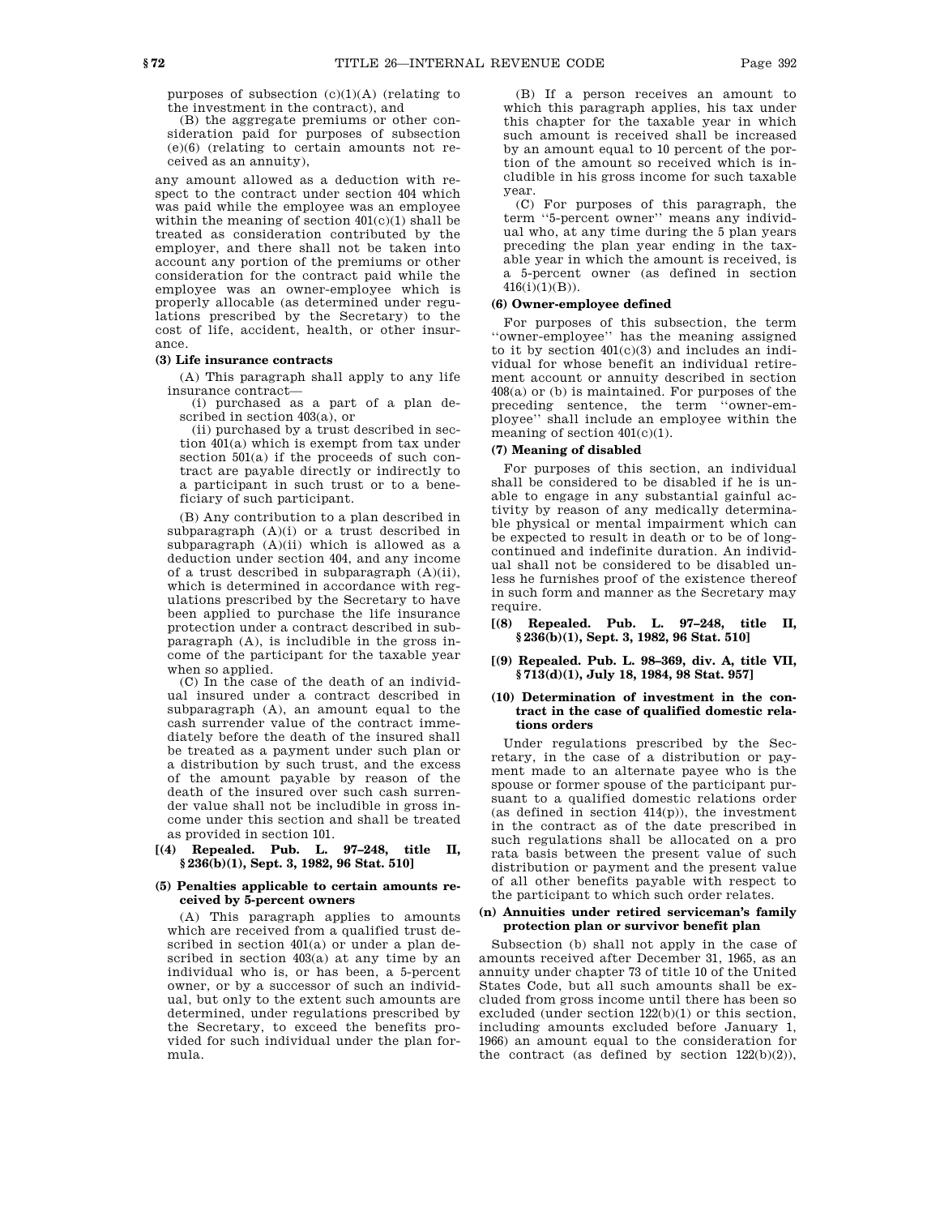purposes of subsection (c)(1)(A) (relating to the investment in the contract), and

(B) the aggregate premiums or other consideration paid for purposes of subsection (e)(6) (relating to certain amounts not received as an annuity),

any amount allowed as a deduction with respect to the contract under section 404 which was paid while the employee was an employee within the meaning of section 401(c)(1) shall be treated as consideration contributed by the employer, and there shall not be taken into account any portion of the premiums or other consideration for the contract paid while the employee was an owner-employee which is properly allocable (as determined under regulations prescribed by the Secretary) to the cost of life, accident, health, or other insurance.

**(3) Life insurance contracts**

(A) This paragraph shall apply to any life insurance contract—

(i) purchased as a part of a plan described in section 403(a), or

(ii) purchased by a trust described in section 401(a) which is exempt from tax under section 501(a) if the proceeds of such contract are payable directly or indirectly to a participant in such trust or to a beneficiary of such participant.

(B) Any contribution to a plan described in subparagraph (A)(i) or a trust described in subparagraph (A)(ii) which is allowed as a deduction under section 404, and any income of a trust described in subparagraph (A)(ii), which is determined in accordance with regulations prescribed by the Secretary to have been applied to purchase the life insurance protection under a contract described in subparagraph (A), is includible in the gross income of the participant for the taxable year when so applied.

(C) In the case of the death of an individual insured under a contract described in subparagraph (A), an amount equal to the cash surrender value of the contract immediately before the death of the insured shall be treated as a payment under such plan or a distribution by such trust, and the excess of the amount payable by reason of the death of the insured over such cash surrender value shall not be includible in gross income under this section and shall be treated as provided in section 101.

**[(4) Repealed. Pub. L. 97–248, title II, §236(b)(1), Sept. 3, 1982, 96 Stat. 510]**

**(5) Penalties applicable to certain amounts received by 5-percent owners**

(A) This paragraph applies to amounts which are received from a qualified trust described in section 401(a) or under a plan described in section 403(a) at any time by an individual who is, or has been, a 5-percent owner, or by a successor of such an individual, but only to the extent such amounts are determined, under regulations prescribed by the Secretary, to exceed the benefits provided for such individual under the plan formula.

(B) If a person receives an amount to which this paragraph applies, his tax under this chapter for the taxable year in which such amount is received shall be increased by an amount equal to 10 percent of the portion of the amount so received which is includible in his gross income for such taxable year.

(C) For purposes of this paragraph, the term ''5-percent owner'' means any individual who, at any time during the 5 plan years preceding the plan year ending in the taxable year in which the amount is received, is a 5-percent owner (as defined in section 416(i)(1)(B)).

**(6) Owner-employee defined**

For purposes of this subsection, the term ''owner-employee'' has the meaning assigned to it by section 401(c)(3) and includes an individual for whose benefit an individual retirement account or annuity described in section 408(a) or (b) is maintained. For purposes of the preceding sentence, the term ''owner-employee'' shall include an employee within the meaning of section 401(c)(1).

**(7) Meaning of disabled**

For purposes of this section, an individual shall be considered to be disabled if he is unable to engage in any substantial gainful activity by reason of any medically determinable physical or mental impairment which can be expected to result in death or to be of long-continued and indefinite duration. An individual shall not be considered to be disabled unless he furnishes proof of the existence thereof in such form and manner as the Secretary may require.

**[(8) Repealed. Pub. L. 97–248, title II, §236(b)(1), Sept. 3, 1982, 96 Stat. 510]**

**[(9) Repealed. Pub. L. 98–369, div. A, title VII, §713(d)(1), July 18, 1984, 98 Stat. 957]**

**(10) Determination of investment in the contract in the case of qualified domestic relations orders**

Under regulations prescribed by the Secretary, in the case of a distribution or payment made to an alternate payee who is the spouse or former spouse of the participant pursuant to a qualified domestic relations order (as defined in section 414(p)), the investment in the contract as of the date prescribed in such regulations shall be allocated on a pro rata basis between the present value of such distribution or payment and the present value of all other benefits payable with respect to the participant to which such order relates.

**(n) Annuities under retired serviceman's family protection plan or survivor benefit plan**

Subsection (b) shall not apply in the case of amounts received after December 31, 1965, as an annuity under chapter 73 of title 10 of the United States Code, but all such amounts shall be excluded from gross income until there has been so excluded (under section 122(b)(1) or this section, including amounts excluded before January 1, 1966) an amount equal to the consideration for the contract (as defined by section 122(b)(2)),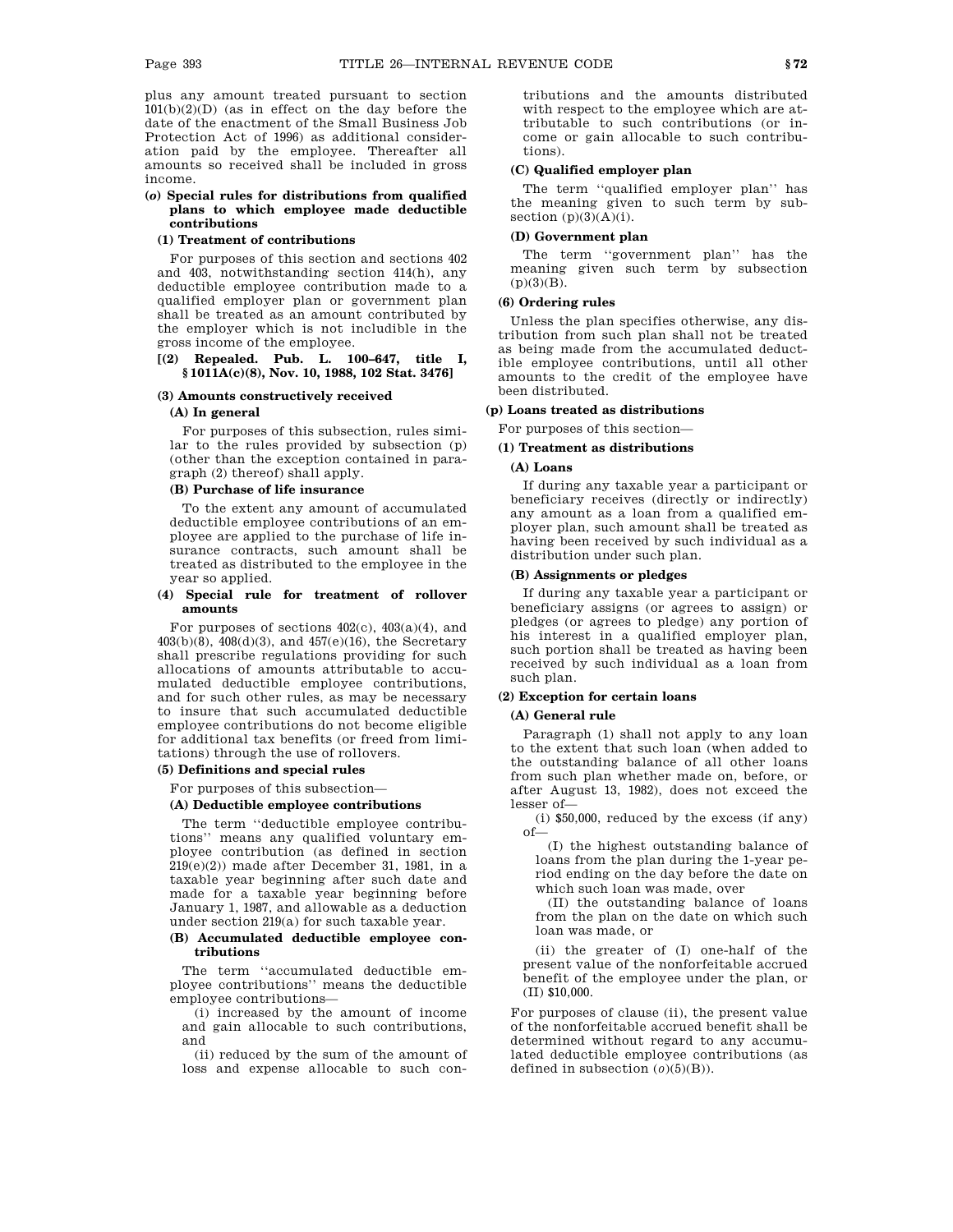plus any amount treated pursuant to section 101(b)(2)(D) (as in effect on the day before the date of the enactment of the Small Business Job Protection Act of 1996) as additional consideration paid by the employee. Thereafter all amounts so received shall be included in gross income.

### (*o*) Special rules for distributions from qualified plans to which employee made deductible contributions

#### (1) Treatment of contributions

For purposes of this section and sections 402 and 403, notwithstanding section 414(h), any deductible employee contribution made to a qualified employer plan or government plan shall be treated as an amount contributed by the employer which is not includible in the gross income of the employee.

#### [(2) Repealed. Pub. L. 100–647, title I, §1011A(c)(8), Nov. 10, 1988, 102 Stat. 3476]

#### (3) Amounts constructively received

##### (A) In general

For purposes of this subsection, rules similar to the rules provided by subsection (p) (other than the exception contained in paragraph (2) thereof) shall apply.

##### (B) Purchase of life insurance

To the extent any amount of accumulated deductible employee contributions of an employee are applied to the purchase of life insurance contracts, such amount shall be treated as distributed to the employee in the year so applied.

#### (4) Special rule for treatment of rollover amounts

For purposes of sections 402(c), 403(a)(4), and 403(b)(8), 408(d)(3), and 457(e)(16), the Secretary shall prescribe regulations providing for such allocations of amounts attributable to accumulated deductible employee contributions, and for such other rules, as may be necessary to insure that such accumulated deductible employee contributions do not become eligible for additional tax benefits (or freed from limitations) through the use of rollovers.

#### (5) Definitions and special rules

For purposes of this subsection—

##### (A) Deductible employee contributions

The term ''deductible employee contributions'' means any qualified voluntary employee contribution (as defined in section 219(e)(2)) made after December 31, 1981, in a taxable year beginning after such date and made for a taxable year beginning before January 1, 1987, and allowable as a deduction under section 219(a) for such taxable year.

##### (B) Accumulated deductible employee contributions

The term ''accumulated deductible employee contributions'' means the deductible employee contributions—

(i) increased by the amount of income and gain allocable to such contributions, and

(ii) reduced by the sum of the amount of loss and expense allocable to such contributions and the amounts distributed with respect to the employee which are attributable to such contributions (or income or gain allocable to such contributions).

##### (C) Qualified employer plan

The term ''qualified employer plan'' has the meaning given to such term by subsection (p)(3)(A)(i).

##### (D) Government plan

The term ''government plan'' has the meaning given such term by subsection (p)(3)(B).

#### (6) Ordering rules

Unless the plan specifies otherwise, any distribution from such plan shall not be treated as being made from the accumulated deductible employee contributions, until all other amounts to the credit of the employee have been distributed.

### (p) Loans treated as distributions

For purposes of this section—

#### (1) Treatment as distributions

##### (A) Loans

If during any taxable year a participant or beneficiary receives (directly or indirectly) any amount as a loan from a qualified employer plan, such amount shall be treated as having been received by such individual as a distribution under such plan.

##### (B) Assignments or pledges

If during any taxable year a participant or beneficiary assigns (or agrees to assign) or pledges (or agrees to pledge) any portion of his interest in a qualified employer plan, such portion shall be treated as having been received by such individual as a loan from such plan.

#### (2) Exception for certain loans

##### (A) General rule

Paragraph (1) shall not apply to any loan to the extent that such loan (when added to the outstanding balance of all other loans from such plan whether made on, before, or after August 13, 1982), does not exceed the lesser of—

(i) $50,000, reduced by the excess (if any) of—

(I) the highest outstanding balance of loans from the plan during the 1-year period ending on the day before the date on which such loan was made, over

(II) the outstanding balance of loans from the plan on the date on which such loan was made, or

(ii) the greater of (I) one-half of the present value of the nonforfeitable accrued benefit of the employee under the plan, or (II) $10,000.

For purposes of clause (ii), the present value of the nonforfeitable accrued benefit shall be determined without regard to any accumulated deductible employee contributions (as defined in subsection (*o*)(5)(B)).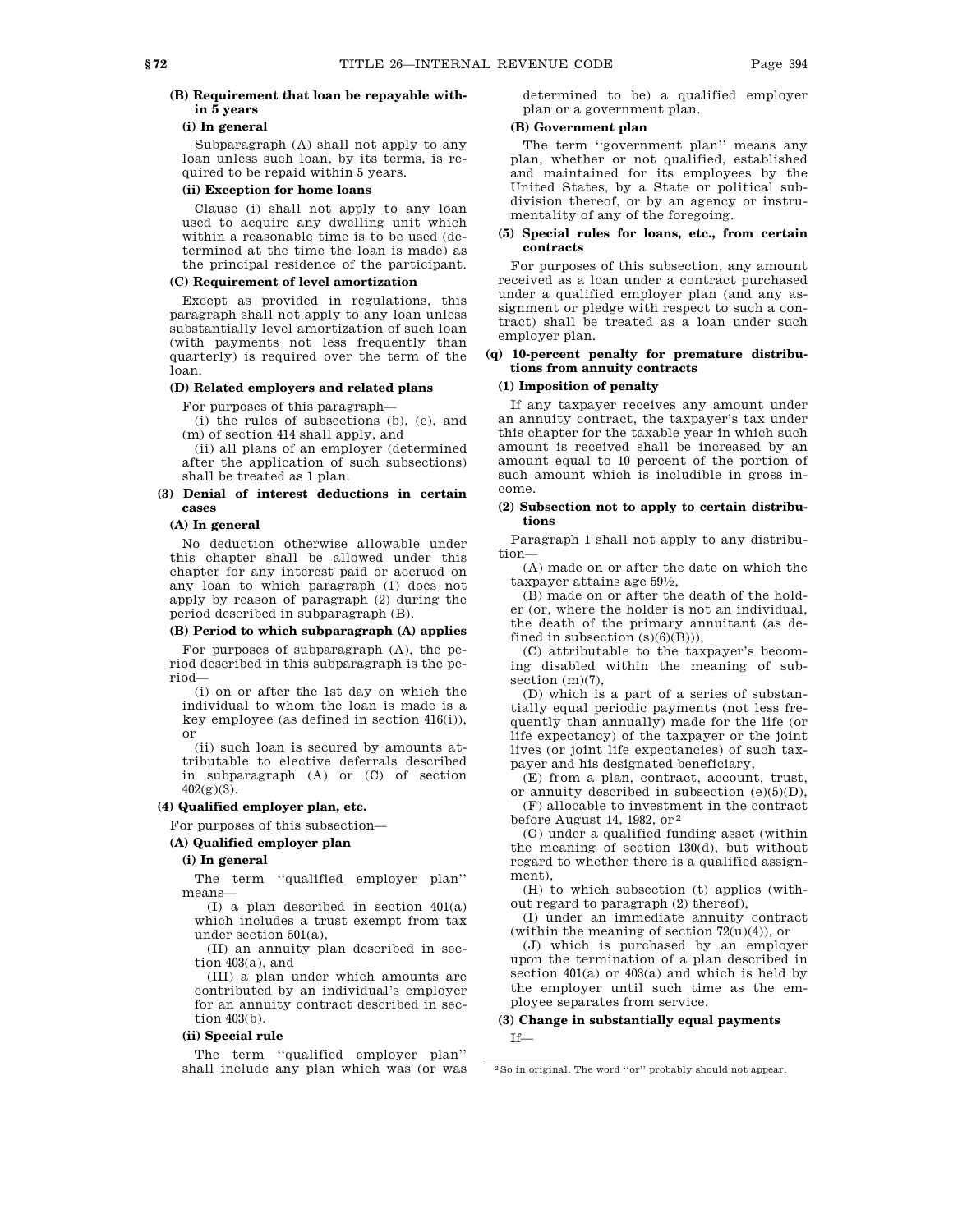**(B) Requirement that loan be repayable within 5 years**

**(i) In general**

Subparagraph (A) shall not apply to any loan unless such loan, by its terms, is required to be repaid within 5 years.

**(ii) Exception for home loans**

Clause (i) shall not apply to any loan used to acquire any dwelling unit which within a reasonable time is to be used (determined at the time the loan is made) as the principal residence of the participant.

**(C) Requirement of level amortization**

Except as provided in regulations, this paragraph shall not apply to any loan unless substantially level amortization of such loan (with payments not less frequently than quarterly) is required over the term of the loan.

**(D) Related employers and related plans**

For purposes of this paragraph—

(i) the rules of subsections (b), (c), and (m) of section 414 shall apply, and

(ii) all plans of an employer (determined after the application of such subsections) shall be treated as 1 plan.

**(3) Denial of interest deductions in certain cases**

**(A) In general**

No deduction otherwise allowable under this chapter shall be allowed under this chapter for any interest paid or accrued on any loan to which paragraph (1) does not apply by reason of paragraph (2) during the period described in subparagraph (B).

**(B) Period to which subparagraph (A) applies**

For purposes of subparagraph (A), the period described in this subparagraph is the period—

(i) on or after the 1st day on which the individual to whom the loan is made is a key employee (as defined in section 416(i)), or

(ii) such loan is secured by amounts attributable to elective deferrals described in subparagraph (A) or (C) of section 402(g)(3).

**(4) Qualified employer plan, etc.**

For purposes of this subsection—

**(A) Qualified employer plan**

**(i) In general**

The term ''qualified employer plan'' means—

(I) a plan described in section 401(a) which includes a trust exempt from tax under section 501(a),

(II) an annuity plan described in section 403(a), and

(III) a plan under which amounts are contributed by an individual's employer for an annuity contract described in section 403(b).

**(ii) Special rule**

The term ''qualified employer plan'' shall include any plan which was (or was determined to be) a qualified employer plan or a government plan.

**(B) Government plan**

The term ''government plan'' means any plan, whether or not qualified, established and maintained for its employees by the United States, by a State or political subdivision thereof, or by an agency or instrumentality of any of the foregoing.

**(5) Special rules for loans, etc., from certain contracts**

For purposes of this subsection, any amount received as a loan under a contract purchased under a qualified employer plan (and any assignment or pledge with respect to such a contract) shall be treated as a loan under such employer plan.

**(q) 10-percent penalty for premature distributions from annuity contracts**

**(1) Imposition of penalty**

If any taxpayer receives any amount under an annuity contract, the taxpayer's tax under this chapter for the taxable year in which such amount is received shall be increased by an amount equal to 10 percent of the portion of such amount which is includible in gross income.

**(2) Subsection not to apply to certain distributions**

Paragraph 1 shall not apply to any distribution—

(A) made on or after the date on which the taxpayer attains age 59½,

(B) made on or after the death of the holder (or, where the holder is not an individual, the death of the primary annuitant (as defined in subsection (s)(6)(B))),

(C) attributable to the taxpayer's becoming disabled within the meaning of subsection (m)(7),

(D) which is a part of a series of substantially equal periodic payments (not less frequently than annually) made for the life (or life expectancy) of the taxpayer or the joint lives (or joint life expectancies) of such taxpayer and his designated beneficiary,

(E) from a plan, contract, account, trust, or annuity described in subsection (e)(5)(D),

(F) allocable to investment in the contract before August 14, 1982, or [2]

(G) under a qualified funding asset (within the meaning of section 130(d), but without regard to whether there is a qualified assignment),

(H) to which subsection (t) applies (without regard to paragraph (2) thereof),

(I) under an immediate annuity contract (within the meaning of section 72(u)(4)), or

(J) which is purchased by an employer upon the termination of a plan described in section 401(a) or 403(a) and which is held by the employer until such time as the employee separates from service.

**(3) Change in substantially equal payments**

If—

---

[2] So in original. The word ''or'' probably should not appear.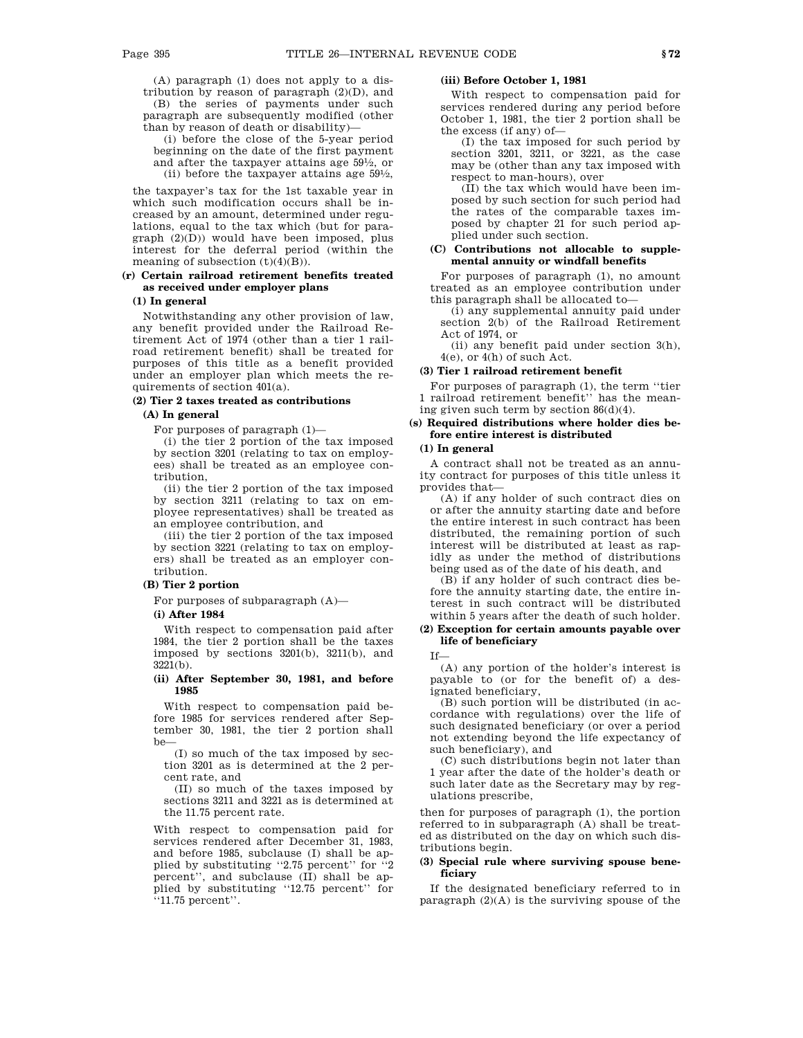(A) paragraph (1) does not apply to a distribution by reason of paragraph (2)(D), and

(B) the series of payments under such paragraph are subsequently modified (other than by reason of death or disability)—

(i) before the close of the 5-year period beginning on the date of the first payment and after the taxpayer attains age 59½, or

(ii) before the taxpayer attains age 59½,

the taxpayer's tax for the 1st taxable year in which such modification occurs shall be increased by an amount, determined under regulations, equal to the tax which (but for paragraph (2)(D)) would have been imposed, plus interest for the deferral period (within the meaning of subsection (t)(4)(B)).

#### (r) Certain railroad retirement benefits treated as received under employer plans

##### (1) In general

Notwithstanding any other provision of law, any benefit provided under the Railroad Retirement Act of 1974 (other than a tier 1 railroad retirement benefit) shall be treated for purposes of this title as a benefit provided under an employer plan which meets the requirements of section 401(a).

##### (2) Tier 2 taxes treated as contributions

###### (A) In general

For purposes of paragraph (1)—

(i) the tier 2 portion of the tax imposed by section 3201 (relating to tax on employees) shall be treated as an employee contribution,

(ii) the tier 2 portion of the tax imposed by section 3211 (relating to tax on employee representatives) shall be treated as an employee contribution, and

(iii) the tier 2 portion of the tax imposed by section 3221 (relating to tax on employers) shall be treated as an employer contribution.

###### (B) Tier 2 portion

For purposes of subparagraph (A)—

**(i) After 1984**

With respect to compensation paid after 1984, the tier 2 portion shall be the taxes imposed by sections 3201(b), 3211(b), and 3221(b).

**(ii) After September 30, 1981, and before 1985**

With respect to compensation paid before 1985 for services rendered after September 30, 1981, the tier 2 portion shall be—

(I) so much of the tax imposed by section 3201 as is determined at the 2 percent rate, and

(II) so much of the taxes imposed by sections 3211 and 3221 as is determined at the 11.75 percent rate.

With respect to compensation paid for services rendered after December 31, 1983, and before 1985, subclause (I) shall be applied by substituting "2.75 percent" for "2 percent", and subclause (II) shall be applied by substituting "12.75 percent" for "11.75 percent".

**(iii) Before October 1, 1981**

With respect to compensation paid for services rendered during any period before October 1, 1981, the tier 2 portion shall be the excess (if any) of—

(I) the tax imposed for such period by section 3201, 3211, or 3221, as the case may be (other than any tax imposed with respect to man-hours), over

(II) the tax which would have been imposed by such section for such period had the rates of the comparable taxes imposed by chapter 21 for such period applied under such section.

###### (C) Contributions not allocable to supplemental annuity or windfall benefits

For purposes of paragraph (1), no amount treated as an employee contribution under this paragraph shall be allocated to—

(i) any supplemental annuity paid under section 2(b) of the Railroad Retirement Act of 1974, or

(ii) any benefit paid under section 3(h), 4(e), or 4(h) of such Act.

##### (3) Tier 1 railroad retirement benefit

For purposes of paragraph (1), the term "tier 1 railroad retirement benefit" has the meaning given such term by section 86(d)(4).

#### (s) Required distributions where holder dies before entire interest is distributed

##### (1) In general

A contract shall not be treated as an annuity contract for purposes of this title unless it provides that—

(A) if any holder of such contract dies on or after the annuity starting date and before the entire interest in such contract has been distributed, the remaining portion of such interest will be distributed at least as rapidly as under the method of distributions being used as of the date of his death, and

(B) if any holder of such contract dies before the annuity starting date, the entire interest in such contract will be distributed within 5 years after the death of such holder.

##### (2) Exception for certain amounts payable over life of beneficiary

If—

(A) any portion of the holder's interest is payable to (or for the benefit of) a designated beneficiary,

(B) such portion will be distributed (in accordance with regulations) over the life of such designated beneficiary (or over a period not extending beyond the life expectancy of such beneficiary), and

(C) such distributions begin not later than 1 year after the date of the holder's death or such later date as the Secretary may by regulations prescribe,

then for purposes of paragraph (1), the portion referred to in subparagraph (A) shall be treated as distributed on the day on which such distributions begin.

##### (3) Special rule where surviving spouse beneficiary

If the designated beneficiary referred to in paragraph (2)(A) is the surviving spouse of the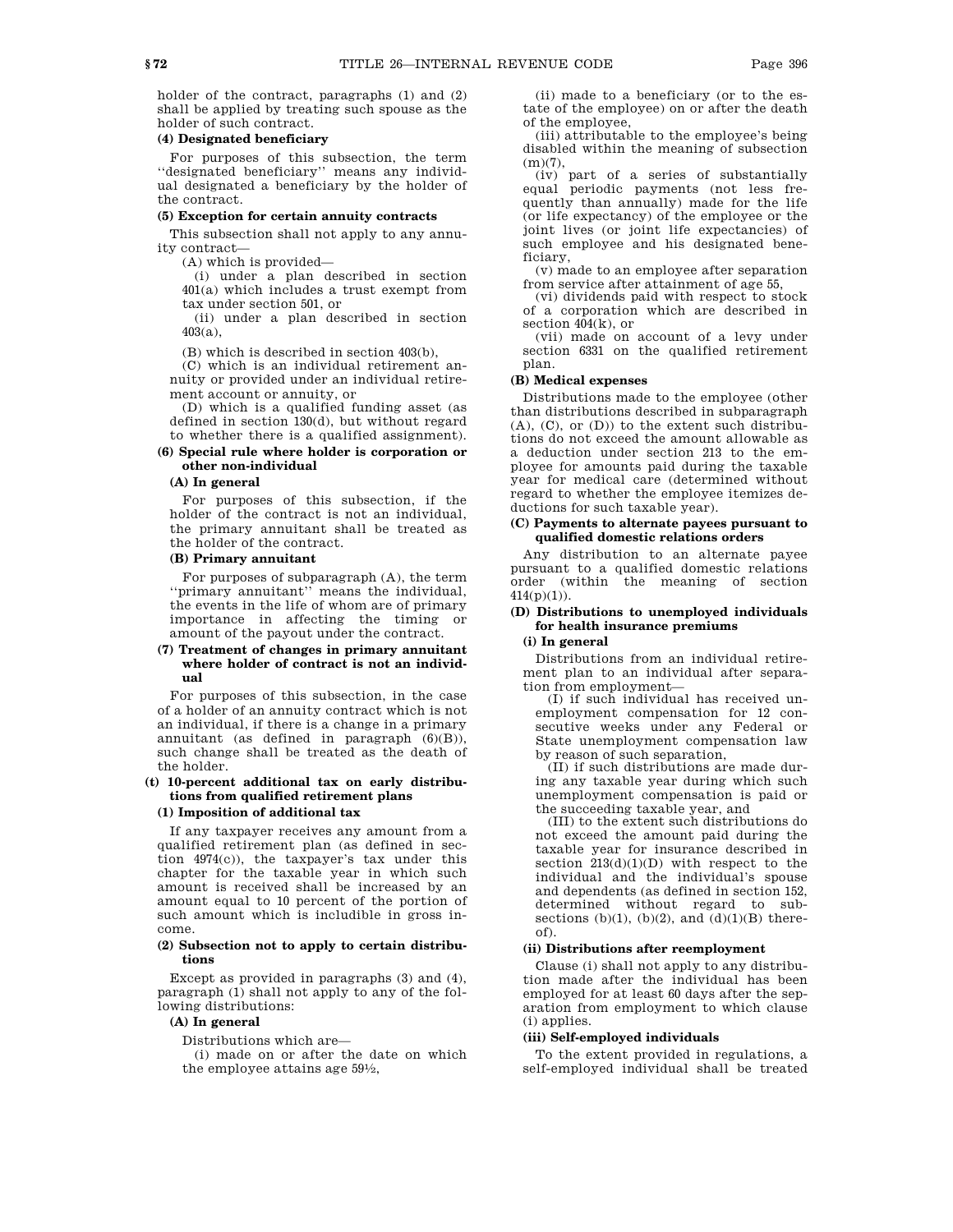holder of the contract, paragraphs (1) and (2) shall be applied by treating such spouse as the holder of such contract.

**(4) Designated beneficiary**

For purposes of this subsection, the term ''designated beneficiary'' means any individual designated a beneficiary by the holder of the contract.

**(5) Exception for certain annuity contracts**

This subsection shall not apply to any annuity contract—

(A) which is provided—

(i) under a plan described in section 401(a) which includes a trust exempt from tax under section 501, or

(ii) under a plan described in section 403(a),

(B) which is described in section 403(b),

(C) which is an individual retirement annuity or provided under an individual retirement account or annuity, or

(D) which is a qualified funding asset (as defined in section 130(d), but without regard to whether there is a qualified assignment).

**(6) Special rule where holder is corporation or other non-individual**

**(A) In general**

For purposes of this subsection, if the holder of the contract is not an individual, the primary annuitant shall be treated as the holder of the contract.

**(B) Primary annuitant**

For purposes of subparagraph (A), the term ''primary annuitant'' means the individual, the events in the life of whom are of primary importance in affecting the timing or amount of the payout under the contract.

**(7) Treatment of changes in primary annuitant where holder of contract is not an individual**

For purposes of this subsection, in the case of a holder of an annuity contract which is not an individual, if there is a change in a primary annuitant (as defined in paragraph (6)(B)), such change shall be treated as the death of the holder.

**(t) 10-percent additional tax on early distributions from qualified retirement plans**

**(1) Imposition of additional tax**

If any taxpayer receives any amount from a qualified retirement plan (as defined in section 4974(c)), the taxpayer's tax under this chapter for the taxable year in which such amount is received shall be increased by an amount equal to 10 percent of the portion of such amount which is includible in gross income.

**(2) Subsection not to apply to certain distributions**

Except as provided in paragraphs (3) and (4), paragraph (1) shall not apply to any of the following distributions:

**(A) In general**

Distributions which are—

(i) made on or after the date on which the employee attains age 59½,

(ii) made to a beneficiary (or to the estate of the employee) on or after the death of the employee,

(iii) attributable to the employee's being disabled within the meaning of subsection (m)(7),

(iv) part of a series of substantially equal periodic payments (not less frequently than annually) made for the life (or life expectancy) of the employee or the joint lives (or joint life expectancies) of such employee and his designated beneficiary,

(v) made to an employee after separation from service after attainment of age 55,

(vi) dividends paid with respect to stock of a corporation which are described in section 404(k), or

(vii) made on account of a levy under section 6331 on the qualified retirement plan.

**(B) Medical expenses**

Distributions made to the employee (other than distributions described in subparagraph (A), (C), or (D)) to the extent such distributions do not exceed the amount allowable as a deduction under section 213 to the employee for amounts paid during the taxable year for medical care (determined without regard to whether the employee itemizes deductions for such taxable year).

**(C) Payments to alternate payees pursuant to qualified domestic relations orders**

Any distribution to an alternate payee pursuant to a qualified domestic relations order (within the meaning of section 414(p)(1)).

**(D) Distributions to unemployed individuals for health insurance premiums**

**(i) In general**

Distributions from an individual retirement plan to an individual after separation from employment—

(I) if such individual has received unemployment compensation for 12 consecutive weeks under any Federal or State unemployment compensation law by reason of such separation,

(II) if such distributions are made during any taxable year during which such unemployment compensation is paid or the succeeding taxable year, and

(III) to the extent such distributions do not exceed the amount paid during the taxable year for insurance described in section 213(d)(1)(D) with respect to the individual and the individual's spouse and dependents (as defined in section 152, determined without regard to subsections (b)(1), (b)(2), and (d)(1)(B) thereof).

**(ii) Distributions after reemployment**

Clause (i) shall not apply to any distribution made after the individual has been employed for at least 60 days after the separation from employment to which clause (i) applies.

**(iii) Self-employed individuals**

To the extent provided in regulations, a self-employed individual shall be treated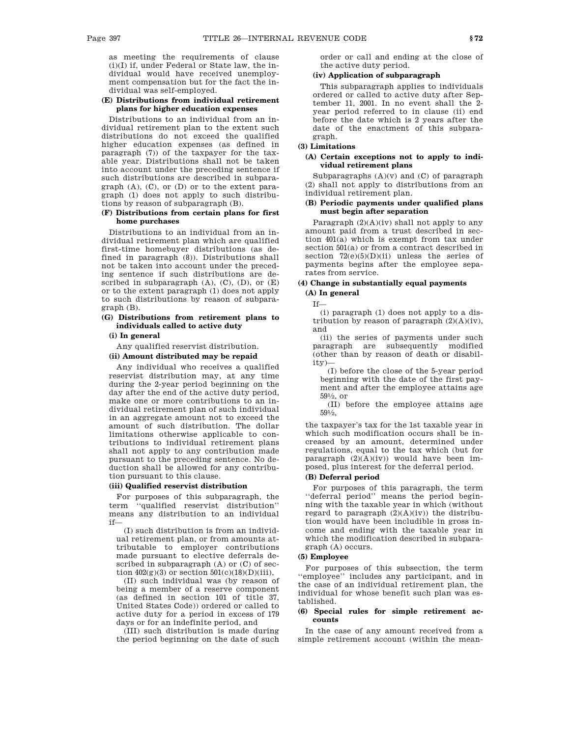as meeting the requirements of clause (i)(I) if, under Federal or State law, the individual would have received unemployment compensation but for the fact the individual was self-employed.

**(E) Distributions from individual retirement plans for higher education expenses**

Distributions to an individual from an individual retirement plan to the extent such distributions do not exceed the qualified higher education expenses (as defined in paragraph (7)) of the taxpayer for the taxable year. Distributions shall not be taken into account under the preceding sentence if such distributions are described in subparagraph (A), (C), or (D) or to the extent paragraph (1) does not apply to such distributions by reason of subparagraph (B).

**(F) Distributions from certain plans for first home purchases**

Distributions to an individual from an individual retirement plan which are qualified first-time homebuyer distributions (as defined in paragraph (8)). Distributions shall not be taken into account under the preceding sentence if such distributions are described in subparagraph (A), (C), (D), or (E) or to the extent paragraph (1) does not apply to such distributions by reason of subparagraph (B).

**(G) Distributions from retirement plans to individuals called to active duty**

**(i) In general**

Any qualified reservist distribution.

**(ii) Amount distributed may be repaid**

Any individual who receives a qualified reservist distribution may, at any time during the 2-year period beginning on the day after the end of the active duty period, make one or more contributions to an individual retirement plan of such individual in an aggregate amount not to exceed the amount of such distribution. The dollar limitations otherwise applicable to contributions to individual retirement plans shall not apply to any contribution made pursuant to the preceding sentence. No deduction shall be allowed for any contribution pursuant to this clause.

**(iii) Qualified reservist distribution**

For purposes of this subparagraph, the term "qualified reservist distribution" means any distribution to an individual if—

(I) such distribution is from an individual retirement plan, or from amounts attributable to employer contributions made pursuant to elective deferrals described in subparagraph (A) or (C) of section 402(g)(3) or section 501(c)(18)(D)(iii),

(II) such individual was (by reason of being a member of a reserve component (as defined in section 101 of title 37, United States Code)) ordered or called to active duty for a period in excess of 179 days or for an indefinite period, and

(III) such distribution is made during the period beginning on the date of such order or call and ending at the close of the active duty period.

**(iv) Application of subparagraph**

This subparagraph applies to individuals ordered or called to active duty after September 11, 2001. In no event shall the 2-year period referred to in clause (ii) end before the date which is 2 years after the date of the enactment of this subparagraph.

**(3) Limitations**

**(A) Certain exceptions not to apply to individual retirement plans**

Subparagraphs (A)(v) and (C) of paragraph (2) shall not apply to distributions from an individual retirement plan.

**(B) Periodic payments under qualified plans must begin after separation**

Paragraph (2)(A)(iv) shall not apply to any amount paid from a trust described in section 401(a) which is exempt from tax under section 501(a) or from a contract described in section 72(e)(5)(D)(ii) unless the series of payments begins after the employee separates from service.

**(4) Change in substantially equal payments**

**(A) In general**

If—

(i) paragraph (1) does not apply to a distribution by reason of paragraph (2)(A)(iv), and

(ii) the series of payments under such paragraph are subsequently modified (other than by reason of death or disability)—

(I) before the close of the 5-year period beginning with the date of the first payment and after the employee attains age 59½, or

(II) before the employee attains age 59½,

the taxpayer's tax for the 1st taxable year in which such modification occurs shall be increased by an amount, determined under regulations, equal to the tax which (but for paragraph (2)(A)(iv)) would have been imposed, plus interest for the deferral period.

**(B) Deferral period**

For purposes of this paragraph, the term "deferral period" means the period beginning with the taxable year in which (without regard to paragraph (2)(A)(iv)) the distribution would have been includible in gross income and ending with the taxable year in which the modification described in subparagraph (A) occurs.

**(5) Employee**

For purposes of this subsection, the term "employee" includes any participant, and in the case of an individual retirement plan, the individual for whose benefit such plan was established.

**(6) Special rules for simple retirement accounts**

In the case of any amount received from a simple retirement account (within the mean-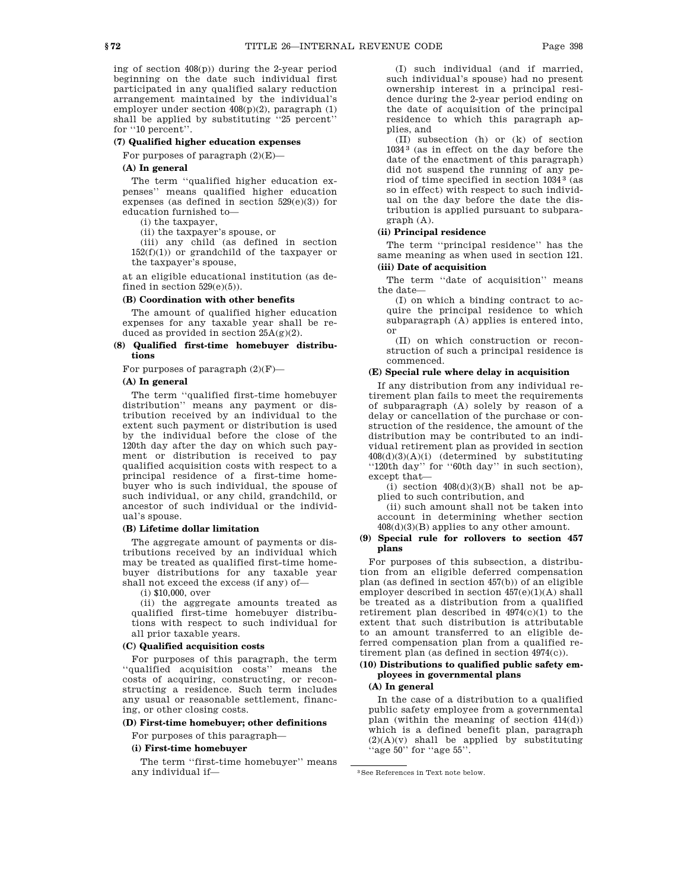ing of section 408(p)) during the 2-year period beginning on the date such individual first participated in any qualified salary reduction arrangement maintained by the individual's employer under section 408(p)(2), paragraph (1) shall be applied by substituting ''25 percent'' for ''10 percent''.

**(7) Qualified higher education expenses**

For purposes of paragraph (2)(E)—

**(A) In general**

The term ''qualified higher education expenses'' means qualified higher education expenses (as defined in section 529(e)(3)) for education furnished to—

(i) the taxpayer,

(ii) the taxpayer's spouse, or

(iii) any child (as defined in section 152(f)(1)) or grandchild of the taxpayer or the taxpayer's spouse,

at an eligible educational institution (as defined in section 529(e)(5)).

**(B) Coordination with other benefits**

The amount of qualified higher education expenses for any taxable year shall be reduced as provided in section 25A(g)(2).

**(8) Qualified first-time homebuyer distributions**

For purposes of paragraph (2)(F)—

**(A) In general**

The term ''qualified first-time homebuyer distribution'' means any payment or distribution received by an individual to the extent such payment or distribution is used by the individual before the close of the 120th day after the day on which such payment or distribution is received to pay qualified acquisition costs with respect to a principal residence of a first-time homebuyer who is such individual, the spouse of such individual, or any child, grandchild, or ancestor of such individual or the individual's spouse.

**(B) Lifetime dollar limitation**

The aggregate amount of payments or distributions received by an individual which may be treated as qualified first-time homebuyer distributions for any taxable year shall not exceed the excess (if any) of—

(i) $10,000, over

(ii) the aggregate amounts treated as qualified first-time homebuyer distributions with respect to such individual for all prior taxable years.

**(C) Qualified acquisition costs**

For purposes of this paragraph, the term ''qualified acquisition costs'' means the costs of acquiring, constructing, or reconstructing a residence. Such term includes any usual or reasonable settlement, financing, or other closing costs.

**(D) First-time homebuyer; other definitions**

For purposes of this paragraph—

**(i) First-time homebuyer**

The term ''first-time homebuyer'' means any individual if—

(I) such individual (and if married, such individual's spouse) had no present ownership interest in a principal residence during the 2-year period ending on the date of acquisition of the principal residence to which this paragraph applies, and

(II) subsection (h) or (k) of section 1034[3] (as in effect on the day before the date of the enactment of this paragraph) did not suspend the running of any period of time specified in section 1034[3] (as so in effect) with respect to such individual on the day before the date the distribution is applied pursuant to subparagraph (A).

**(ii) Principal residence**

The term ''principal residence'' has the same meaning as when used in section 121.

**(iii) Date of acquisition**

The term ''date of acquisition'' means the date—

(I) on which a binding contract to acquire the principal residence to which subparagraph (A) applies is entered into, or

(II) on which construction or reconstruction of such a principal residence is commenced.

**(E) Special rule where delay in acquisition**

If any distribution from any individual retirement plan fails to meet the requirements of subparagraph (A) solely by reason of a delay or cancellation of the purchase or construction of the residence, the amount of the distribution may be contributed to an individual retirement plan as provided in section 408(d)(3)(A)(i) (determined by substituting ''120th day'' for ''60th day'' in such section), except that—

(i) section 408(d)(3)(B) shall not be applied to such contribution, and

(ii) such amount shall not be taken into account in determining whether section 408(d)(3)(B) applies to any other amount.

**(9) Special rule for rollovers to section 457 plans**

For purposes of this subsection, a distribution from an eligible deferred compensation plan (as defined in section 457(b)) of an eligible employer described in section 457(e)(1)(A) shall be treated as a distribution from a qualified retirement plan described in 4974(c)(1) to the extent that such distribution is attributable to an amount transferred to an eligible deferred compensation plan from a qualified retirement plan (as defined in section 4974(c)).

**(10) Distributions to qualified public safety employees in governmental plans**

**(A) In general**

In the case of a distribution to a qualified public safety employee from a governmental plan (within the meaning of section 414(d)) which is a defined benefit plan, paragraph (2)(A)(v) shall be applied by substituting ''age 50'' for ''age 55''.

[3] See References in Text note below.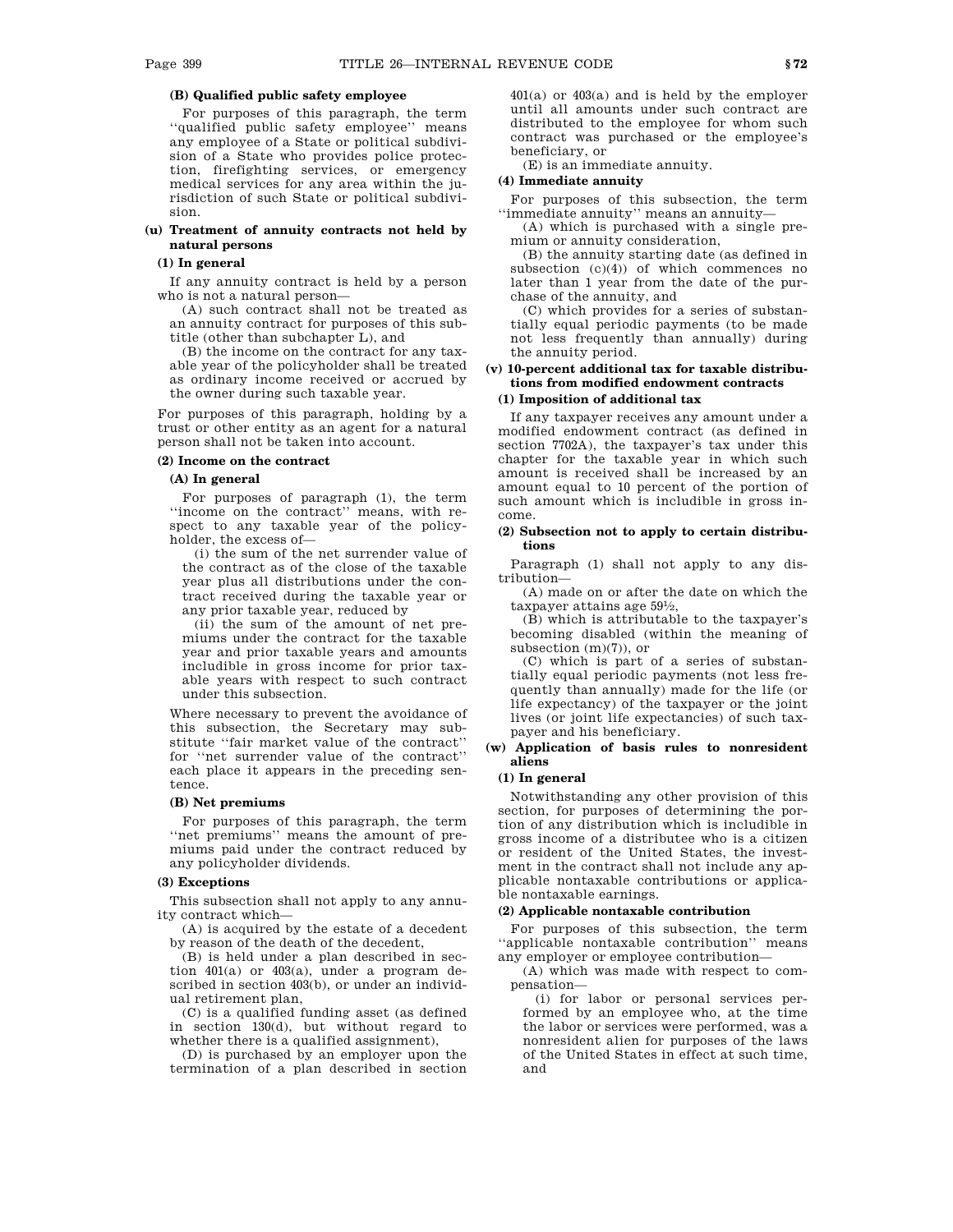**(B) Qualified public safety employee**

For purposes of this paragraph, the term ''qualified public safety employee'' means any employee of a State or political subdivision of a State who provides police protection, firefighting services, or emergency medical services for any area within the jurisdiction of such State or political subdivision.

**(u) Treatment of annuity contracts not held by natural persons**

**(1) In general**

If any annuity contract is held by a person who is not a natural person—

(A) such contract shall not be treated as an annuity contract for purposes of this subtitle (other than subchapter L), and

(B) the income on the contract for any taxable year of the policyholder shall be treated as ordinary income received or accrued by the owner during such taxable year.

For purposes of this paragraph, holding by a trust or other entity as an agent for a natural person shall not be taken into account.

**(2) Income on the contract**

**(A) In general**

For purposes of paragraph (1), the term ''income on the contract'' means, with respect to any taxable year of the policyholder, the excess of—

(i) the sum of the net surrender value of the contract as of the close of the taxable year plus all distributions under the contract received during the taxable year or any prior taxable year, reduced by

(ii) the sum of the amount of net premiums under the contract for the taxable year and prior taxable years and amounts includible in gross income for prior taxable years with respect to such contract under this subsection.

Where necessary to prevent the avoidance of this subsection, the Secretary may substitute ''fair market value of the contract'' for ''net surrender value of the contract'' each place it appears in the preceding sentence.

**(B) Net premiums**

For purposes of this paragraph, the term ''net premiums'' means the amount of premiums paid under the contract reduced by any policyholder dividends.

**(3) Exceptions**

This subsection shall not apply to any annuity contract which—

(A) is acquired by the estate of a decedent by reason of the death of the decedent,

(B) is held under a plan described in section 401(a) or 403(a), under a program described in section 403(b), or under an individual retirement plan,

(C) is a qualified funding asset (as defined in section 130(d), but without regard to whether there is a qualified assignment),

(D) is purchased by an employer upon the termination of a plan described in section 401(a) or 403(a) and is held by the employer until all amounts under such contract are distributed to the employee for whom such contract was purchased or the employee's beneficiary, or

(E) is an immediate annuity.

**(4) Immediate annuity**

For purposes of this subsection, the term ''immediate annuity'' means an annuity—

(A) which is purchased with a single premium or annuity consideration,

(B) the annuity starting date (as defined in subsection (c)(4)) of which commences no later than 1 year from the date of the purchase of the annuity, and

(C) which provides for a series of substantially equal periodic payments (to be made not less frequently than annually) during the annuity period.

**(v) 10-percent additional tax for taxable distributions from modified endowment contracts**

**(1) Imposition of additional tax**

If any taxpayer receives any amount under a modified endowment contract (as defined in section 7702A), the taxpayer's tax under this chapter for the taxable year in which such amount is received shall be increased by an amount equal to 10 percent of the portion of such amount which is includible in gross income.

**(2) Subsection not to apply to certain distributions**

Paragraph (1) shall not apply to any distribution—

(A) made on or after the date on which the taxpayer attains age 59½,

(B) which is attributable to the taxpayer's becoming disabled (within the meaning of subsection (m)(7)), or

(C) which is part of a series of substantially equal periodic payments (not less frequently than annually) made for the life (or life expectancy) of the taxpayer or the joint lives (or joint life expectancies) of such taxpayer and his beneficiary.

**(w) Application of basis rules to nonresident aliens**

**(1) In general**

Notwithstanding any other provision of this section, for purposes of determining the portion of any distribution which is includible in gross income of a distributee who is a citizen or resident of the United States, the investment in the contract shall not include any applicable nontaxable contributions or applicable nontaxable earnings.

**(2) Applicable nontaxable contribution**

For purposes of this subsection, the term ''applicable nontaxable contribution'' means any employer or employee contribution—

(A) which was made with respect to compensation—

(i) for labor or personal services performed by an employee who, at the time the labor or services were performed, was a nonresident alien for purposes of the laws of the United States in effect at such time, and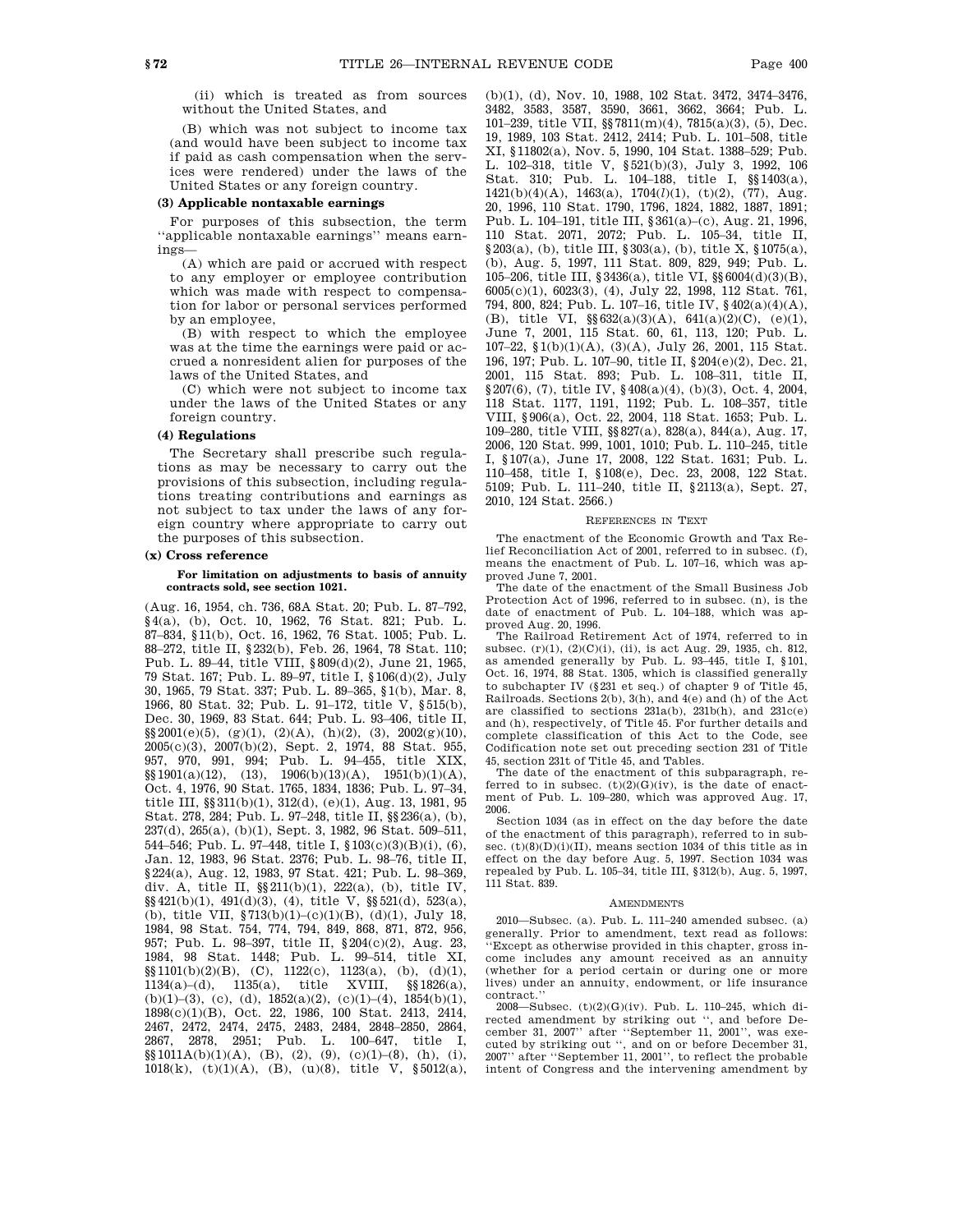(ii) which is treated as from sources without the United States, and

(B) which was not subject to income tax (and would have been subject to income tax if paid as cash compensation when the services were rendered) under the laws of the United States or any foreign country.

**(3) Applicable nontaxable earnings**

For purposes of this subsection, the term ''applicable nontaxable earnings'' means earnings—

(A) which are paid or accrued with respect to any employer or employee contribution which was made with respect to compensation for labor or personal services performed by an employee,

(B) with respect to which the employee was at the time the earnings were paid or accrued a nonresident alien for purposes of the laws of the United States, and

(C) which were not subject to income tax under the laws of the United States or any foreign country.

**(4) Regulations**

The Secretary shall prescribe such regulations as may be necessary to carry out the provisions of this subsection, including regulations treating contributions and earnings as not subject to tax under the laws of any foreign country where appropriate to carry out the purposes of this subsection.

**(x) Cross reference**

**For limitation on adjustments to basis of annuity contracts sold, see section 1021.**

(Aug. 16, 1954, ch. 736, 68A Stat. 20; Pub. L. 87–792, §4(a), (b), Oct. 10, 1962, 76 Stat. 821; Pub. L. 87–834, §11(b), Oct. 16, 1962, 76 Stat. 1005; Pub. L. 88–272, title II, §232(b), Feb. 26, 1964, 78 Stat. 110; Pub. L. 89–44, title VIII, §809(d)(2), June 21, 1965, 79 Stat. 167; Pub. L. 89–97, title I, §106(d)(2), July 30, 1965, 79 Stat. 337; Pub. L. 89–365, §1(b), Mar. 8, 1966, 80 Stat. 32; Pub. L. 91–172, title V, §515(b), Dec. 30, 1969, 83 Stat. 644; Pub. L. 93–406, title II, §§2001(e)(5), (g)(1), (2)(A), (h)(2), (3), 2002(g)(10), 2005(c)(3), 2007(b)(2), Sept. 2, 1974, 88 Stat. 955, 957, 970, 991, 994; Pub. L. 94–455, title XIX, §§1901(a)(12), (13), 1906(b)(13)(A), 1951(b)(1)(A), Oct. 4, 1976, 90 Stat. 1765, 1834, 1836; Pub. L. 97–34, title III, §§311(b)(1), 312(d), (e)(1), Aug. 13, 1981, 95 Stat. 278, 284; Pub. L. 97–248, title II, §§236(a), (b), 237(d), 265(a), (b)(1), Sept. 3, 1982, 96 Stat. 509–511, 544–546; Pub. L. 97–448, title I, §103(c)(3)(B)(i), (6), Jan. 12, 1983, 96 Stat. 2376; Pub. L. 98–76, title II, §224(a), Aug. 12, 1983, 97 Stat. 421; Pub. L. 98–369, div. A, title II, §§211(b)(1), 222(a), (b), title IV, §§421(b)(1), 491(d)(3), (4), title V, §§521(d), 523(a), (b), title VII, §713(b)(1)–(c)(1)(B), (d)(1), July 18, 1984, 98 Stat. 754, 774, 794, 849, 868, 871, 872, 956, 957; Pub. L. 98–397, title II, §204(c)(2), Aug. 23, 1984, 98 Stat. 1448; Pub. L. 99–514, title XI, §§1101(b)(2)(B), (C), 1122(c), 1123(a), (b), (d)(1), 1134(a)–(d), 1135(a), title XVIII, §§1826(a), (b)(1)–(3), (c), (d), 1852(a)(2), (c)(1)–(4), 1854(b)(1), 1898(c)(1)(B), Oct. 22, 1986, 100 Stat. 2413, 2414, 2467, 2472, 2474, 2475, 2483, 2484, 2848–2850, 2864, 2867, 2878, 2951; Pub. L. 100–647, title I, §§1011A(b)(1)(A), (B), (2), (9), (c)(1)–(8), (h), (i), 1018(k), (t)(1)(A), (B), (u)(8), title V, §5012(a), (b)(1), (d), Nov. 10, 1988, 102 Stat. 3472, 3474–3476, 3482, 3583, 3587, 3590, 3661, 3662, 3664; Pub. L. 101–239, title VII, §§7811(m)(4), 7815(a)(3), (5), Dec. 19, 1989, 103 Stat. 2412, 2414; Pub. L. 101–508, title XI, §11802(a), Nov. 5, 1990, 104 Stat. 1388–529; Pub. L. 102–318, title V, §521(b)(3), July 3, 1992, 106 Stat. 310; Pub. L. 104–188, title I, §§1403(a), 1421(b)(4)(A), 1463(a), 1704(*l*)(1), (t)(2), (77), Aug. 20, 1996, 110 Stat. 1790, 1796, 1824, 1882, 1887, 1891; Pub. L. 104–191, title III, §361(a)–(c), Aug. 21, 1996, 110 Stat. 2071, 2072; Pub. L. 105–34, title II, §203(a), (b), title III, §303(a), (b), title X, §1075(a), (b), Aug. 5, 1997, 111 Stat. 809, 829, 949; Pub. L. 105–206, title III, §3436(a), title VI, §§6004(d)(3)(B), 6005(c)(1), 6023(3), (4), July 22, 1998, 112 Stat. 761, 794, 800, 824; Pub. L. 107–16, title IV, §402(a)(4)(A), (B), title VI, §§632(a)(3)(A), 641(a)(2)(C), (e)(1), June 7, 2001, 115 Stat. 60, 61, 113, 120; Pub. L. 107–22, §1(b)(1)(A), (3)(A), July 26, 2001, 115 Stat. 196, 197; Pub. L. 107–90, title II, §204(e)(2), Dec. 21, 2001, 115 Stat. 893; Pub. L. 108–311, title II, §207(6), (7), title IV, §408(a)(4), (b)(3), Oct. 4, 2004, 118 Stat. 1177, 1191, 1192; Pub. L. 108–357, title VIII, §906(a), Oct. 22, 2004, 118 Stat. 1653; Pub. L. 109–280, title VIII, §§827(a), 828(a), 844(a), Aug. 17, 2006, 120 Stat. 999, 1001, 1010; Pub. L. 110–245, title I, §107(a), June 17, 2008, 122 Stat. 1631; Pub. L. 110–458, title I, §108(e), Dec. 23, 2008, 122 Stat. 5109; Pub. L. 111–240, title II, §2113(a), Sept. 27, 2010, 124 Stat. 2566.)

REFERENCES IN TEXT

The enactment of the Economic Growth and Tax Relief Reconciliation Act of 2001, referred to in subsec. (f), means the enactment of Pub. L. 107–16, which was approved June 7, 2001.

The date of the enactment of the Small Business Job Protection Act of 1996, referred to in subsec. (n), is the date of enactment of Pub. L. 104–188, which was approved Aug. 20, 1996.

The Railroad Retirement Act of 1974, referred to in subsec. (r)(1), (2)(C)(i), (ii), is act Aug. 29, 1935, ch. 812, as amended generally by Pub. L. 93–445, title I, §101, Oct. 16, 1974, 88 Stat. 1305, which is classified generally to subchapter IV (§231 et seq.) of chapter 9 of Title 45, Railroads. Sections 2(b), 3(h), and 4(e) and (h) of the Act are classified to sections 231a(b), 231b(h), and 231c(e) and (h), respectively, of Title 45. For further details and complete classification of this Act to the Code, see Codification note set out preceding section 231 of Title 45, section 231t of Title 45, and Tables.

The date of the enactment of this subparagraph, referred to in subsec. (t)(2)(G)(iv), is the date of enactment of Pub. L. 109–280, which was approved Aug. 17, 2006.

Section 1034 (as in effect on the day before the date of the enactment of this paragraph), referred to in subsec. (t)(8)(D)(i)(II), means section 1034 of this title as in effect on the day before Aug. 5, 1997. Section 1034 was repealed by Pub. L. 105–34, title III, §312(b), Aug. 5, 1997, 111 Stat. 839.

AMENDMENTS

2010—Subsec. (a). Pub. L. 111–240 amended subsec. (a) generally. Prior to amendment, text read as follows: ''Except as otherwise provided in this chapter, gross income includes any amount received as an annuity (whether for a period certain or during one or more lives) under an annuity, endowment, or life insurance contract.''

2008—Subsec. (t)(2)(G)(iv). Pub. L. 110–245, which directed amendment by striking out '', and before December 31, 2007'' after ''September 11, 2001'', was executed by striking out '', and on or before December 31, 2007'' after ''September 11, 2001'', to reflect the probable intent of Congress and the intervening amendment by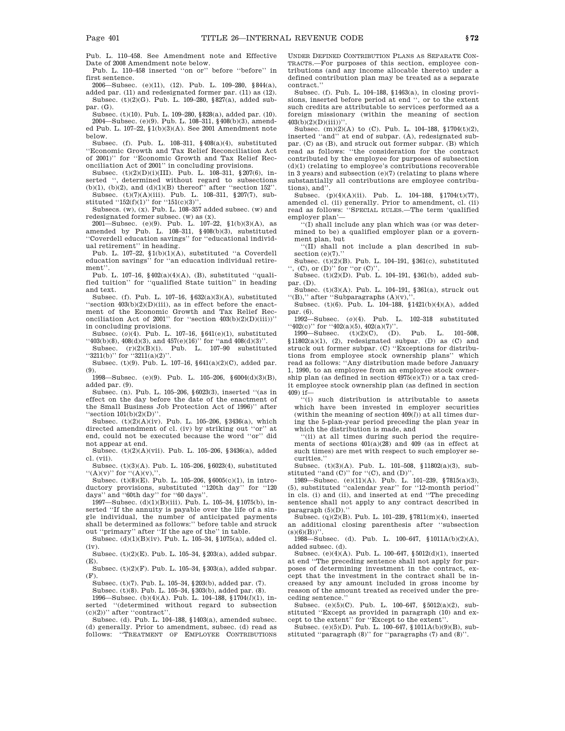Pub. L. 110–458. See Amendment note and Effective Date of 2008 Amendment note below.

Pub. L. 110–458 inserted ''on or'' before ''before'' in first sentence.

2006—Subsec. (e)(11), (12). Pub. L. 109–280, §844(a), added par. (11) and redesignated former par. (11) as (12).

Subsec. (t)(2)(G). Pub. L. 109–280, §827(a), added subpar. (G).

Subsec. (t)(10). Pub. L. 109–280, §828(a), added par. (10).

2004—Subsec. (e)(9). Pub. L. 108–311, §408(b)(3), amended Pub. L. 107–22, §1(b)(3)(A). See 2001 Amendment note below.

Subsec. (f). Pub. L. 108–311, §408(a)(4), substituted ''Economic Growth and Tax Relief Reconciliation Act of 2001)'' for ''Economic Growth and Tax Relief Reconciliation Act of 2001'' in concluding provisions.

Subsec. (t)(2)(D)(i)(III). Pub. L. 108–311, §207(6), inserted '', determined without regard to subsections (b)(1), (b)(2), and (d)(1)(B) thereof'' after ''section 152''.

Subsec. (t)(7)(A)(iii). Pub. L. 108–311, §207(7), substituted ''152(f)(1)'' for ''151(c)(3)''.

Subsecs. (w), (x). Pub. L. 108–357 added subsec. (w) and redesignated former subsec. (w) as (x).

2001—Subsec. (e)(9). Pub. L. 107–22, §1(b)(3)(A), as amended by Pub. L. 108–311, §408(b)(3), substituted ''Coverdell education savings'' for ''educational individual retirement'' in heading.

Pub. L. 107–22, §1(b)(1)(A), substituted ''a Coverdell education savings'' for ''an education individual retirement''.

Pub. L. 107–16, §402(a)(4)(A), (B), substituted ''qualified tuition'' for ''qualified State tuition'' in heading and text.

Subsec. (f). Pub. L. 107–16, §632(a)(3)(A), substituted ''section 403(b)(2)(D)(iii), as in effect before the enactment of the Economic Growth and Tax Relief Reconciliation Act of 2001'' for ''section 403(b)(2)(D)(iii))'' in concluding provisions.

Subsec. (*o*)(4). Pub. L. 107–16, §641(e)(1), substituted ''403(b)(8), 408(d)(3), and 457(e)(16)'' for ''and 408(d)(3)''.

Subsec. (r)(2)(B)(i). Pub. L. 107–90 substituted ''3211(b)'' for ''3211(a)(2)''.

Subsec. (t)(9). Pub. L. 107–16, §641(a)(2)(C), added par. (9).

1998—Subsec. (e)(9). Pub. L. 105–206, §6004(d)(3)(B), added par. (9).

Subsec. (n). Pub. L. 105–206, §6023(3), inserted ''(as in effect on the day before the date of the enactment of the Small Business Job Protection Act of 1996)'' after ''section 101(b)(2)(D)''.

Subsec. (t)(2)(A)(iv). Pub. L. 105–206, §3436(a), which directed amendment of cl. (iv) by striking out ''or'' at end, could not be executed because the word ''or'' did not appear at end.

Subsec. (t)(2)(A)(vii). Pub. L. 105–206, §3436(a), added cl. (vii).

Subsec. (t)(3)(A). Pub. L. 105–206, §6023(4), substituted ''(A)(v)'' for ''(A)(v),''.

Subsec. (t)(8)(E). Pub. L. 105–206, §6005(c)(1), in introductory provisions, substituted ''120th day'' for ''120 days'' and ''60th day'' for ''60 days''.

1997—Subsec. (d)(1)(B)(iii). Pub. L. 105–34, §1075(b), inserted ''If the annuity is payable over the life of a single individual, the number of anticipated payments shall be determined as follows:'' before table and struck out ''primary'' after ''If the age of the'' in table.

Subsec. (d)(1)(B)(iv). Pub. L. 105–34, §1075(a), added cl. (iv).

Subsec. (t)(2)(E). Pub. L. 105–34, §203(a), added subpar. (E).

Subsec. (t)(2)(F). Pub. L. 105–34, §303(a), added subpar. (F).

Subsec. (t)(7). Pub. L. 105–34, §203(b), added par. (7).

Subsec. (t)(8). Pub. L. 105–34, §303(b), added par. (8).

1996—Subsec. (b)(4)(A). Pub. L. 104–188, §1704(*l*)(1), inserted ''(determined without regard to subsection (c)(2))'' after ''contract''.

Subsec. (d). Pub. L. 104–188, §1403(a), amended subsec. (d) generally. Prior to amendment, subsec. (d) read as follows: ''TREATMENT OF EMPLOYEE CONTRIBUTIONS UNDER DEFINED CONTRIBUTION PLANS AS SEPARATE CONTRACTS.—For purposes of this section, employee contributions (and any income allocable thereto) under a defined contribution plan may be treated as a separate contract.''

Subsec. (f). Pub. L. 104–188, §1463(a), in closing provisions, inserted before period at end '', or to the extent such credits are attributable to services performed as a foreign missionary (within the meaning of section 403(b)(2)(D)(iii))''.

Subsec. (m)(2)(A) to (C). Pub. L. 104–188, §1704(t)(2), inserted ''and'' at end of subpar. (A), redesignated subpar. (C) as (B), and struck out former subpar. (B) which read as follows: ''the consideration for the contract contributed by the employee for purposes of subsection (d)(1) (relating to employee's contributions recoverable in 3 years) and subsection (e)(7) (relating to plans where substantially all contributions are employee contributions), and''.

Subsec. (p)(4)(A)(ii). Pub. L. 104–188, §1704(t)(77), amended cl. (ii) generally. Prior to amendment, cl. (ii) read as follows: ''SPECIAL RULES.—The term 'qualified employer plan'—

''(I) shall include any plan which was (or was determined to be) a qualified employer plan or a government plan, but

''(II) shall not include a plan described in subsection (e)(7).''

Subsec. (t)(2)(B). Pub. L. 104–191, §361(c), substituted '', (C), or (D)'' for ''or (C)''.

Subsec. (t)(2)(D). Pub. L. 104–191, §361(b), added subpar. (D).

Subsec. (t)(3)(A). Pub. L. 104–191, §361(a), struck out ''(B),'' after ''Subparagraphs (A)(v),''.

Subsec. (t)(6). Pub. L. 104–188, §1421(b)(4)(A), added par. (6).

1992—Subsec. (*o*)(4). Pub. L. 102–318 substituted ''402(c)'' for ''402(a)(5), 402(a)(7)''.

1990—Subsec. (t)(2)(C), (D). Pub. L. 101–508, §11802(a)(1), (2), redesignated subpar. (D) as (C) and struck out former subpar. (C) ''Exceptions for distributions from employee stock ownership plans'' which read as follows: ''Any distribution made before January 1, 1990, to an employee from an employee stock ownership plan (as defined in section 4975(e)(7)) or a tax credit employee stock ownership plan (as defined in section 409) if—

''(i) such distribution is attributable to assets which have been invested in employer securities (within the meaning of section 409(*l*)) at all times during the 5-plan-year period preceding the plan year in which the distribution is made, and

''(ii) at all times during such period the requirements of sections 401(a)(28) and 409 (as in effect at such times) are met with respect to such employer securities.''

Subsec. (t)(3)(A). Pub. L. 101–508, §11802(a)(3), substituted ''and (C)'' for ''(C), and (D)''.

1989—Subsec. (e)(11)(A). Pub. L. 101–239, §7815(a)(3), (5), substituted ''calendar year'' for ''12-month period'' in cls. (i) and (ii), and inserted at end ''The preceding sentence shall not apply to any contract described in paragraph (5)(D).''

Subsec. (q)(2)(B). Pub. L. 101–239, §7811(m)(4), inserted an additional closing parenthesis after ''subsection (s)(6)(B))''.

1988—Subsec. (d). Pub. L. 100–647, §1011A(b)(2)(A), added subsec. (d).

Subsec. (e)(4)(A). Pub. L. 100–647, §5012(d)(1), inserted at end ''The preceding sentence shall not apply for purposes of determining investment in the contract, except that the investment in the contract shall be increased by any amount included in gross income by reason of the amount treated as received under the preceding sentence.''

Subsec. (e)(5)(C). Pub. L. 100–647, §5012(a)(2), substituted ''Except as provided in paragraph (10) and except to the extent'' for ''Except to the extent''.

Subsec. (e)(5)(D). Pub. L. 100–647, §1011A(b)(9)(B), substituted ''paragraph (8)'' for ''paragraphs (7) and (8)''.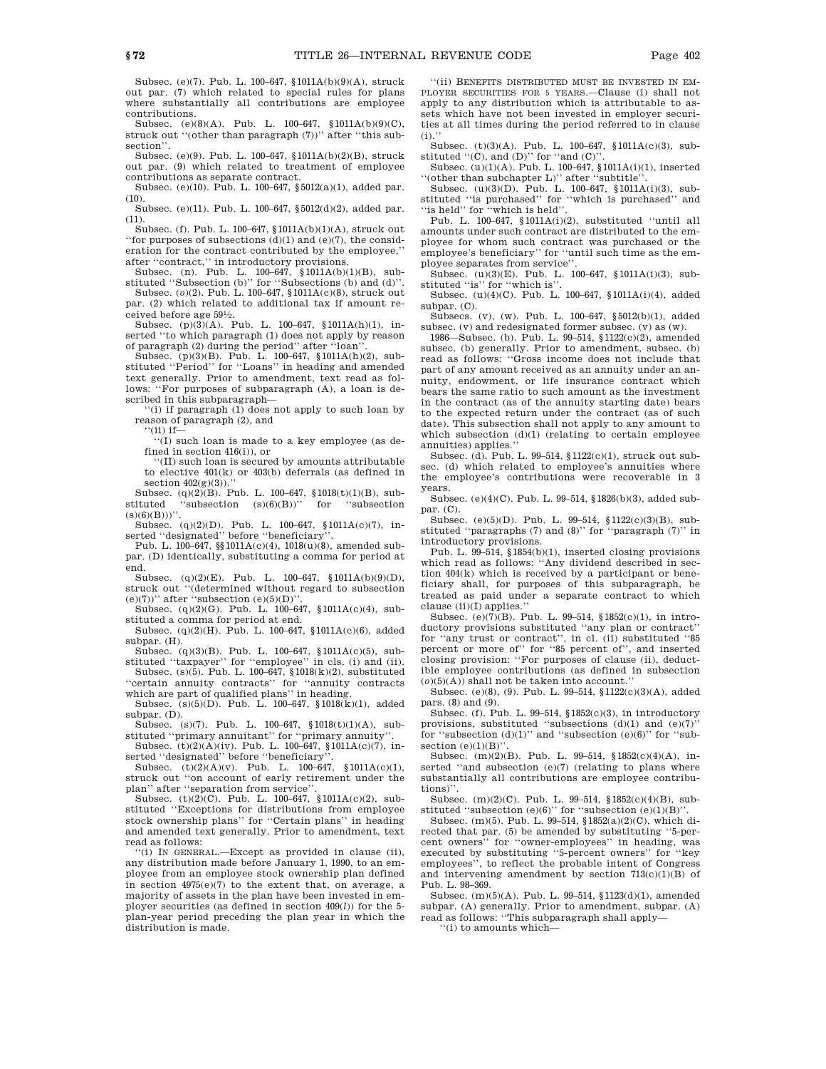Subsec. (e)(7). Pub. L. 100–647, §1011A(b)(9)(A), struck out par. (7) which related to special rules for plans where substantially all contributions are employee contributions.

Subsec. (e)(8)(A). Pub. L. 100–647, §1011A(b)(9)(C), struck out "(other than paragraph (7))" after "this subsection".

Subsec. (e)(9). Pub. L. 100–647, §1011A(b)(2)(B), struck out par. (9) which related to treatment of employee contributions as separate contract.

Subsec. (e)(10). Pub. L. 100–647, §5012(a)(1), added par. (10).

Subsec. (e)(11). Pub. L. 100–647, §5012(d)(2), added par. (11).

Subsec. (f). Pub. L. 100–647, §1011A(b)(1)(A), struck out "for purposes of subsections (d)(1) and (e)(7), the consideration for the contract contributed by the employee," after "contract," in introductory provisions.

Subsec. (n). Pub. L. 100–647, §1011A(b)(1)(B), substituted "Subsection (b)" for "Subsections (b) and (d)".

Subsec. (*o*)(2). Pub. L. 100–647, §1011A(c)(8), struck out par. (2) which related to additional tax if amount received before age 59½.

Subsec. (p)(3)(A). Pub. L. 100–647, §1011A(h)(1), inserted "to which paragraph (1) does not apply by reason of paragraph (2) during the period" after "loan".

Subsec. (p)(3)(B). Pub. L. 100–647, §1011A(h)(2), substituted "Period" for "Loans" in heading and amended text generally. Prior to amendment, text read as follows: "For purposes of subparagraph (A), a loan is described in this subparagraph—

"(i) if paragraph (1) does not apply to such loan by reason of paragraph (2), and

"(ii) if—

"(I) such loan is made to a key employee (as defined in section 416(i)), or

"(II) such loan is secured by amounts attributable to elective 401(k) or 403(b) deferrals (as defined in section 402(g)(3))."

Subsec. (q)(2)(B). Pub. L. 100–647, §1018(t)(1)(B), substituted "subsection (s)(6)(B))" for "subsection (s)(6)(B)))".

Subsec. (q)(2)(D). Pub. L. 100–647, §1011A(c)(7), inserted "designated" before "beneficiary".

Pub. L. 100–647, §§1011A(c)(4), 1018(u)(8), amended subpar. (D) identically, substituting a comma for period at end.

Subsec. (q)(2)(E). Pub. L. 100–647, §1011A(b)(9)(D), struck out "(determined without regard to subsection (e)(7))" after "subsection (e)(5)(D)".

Subsec. (q)(2)(G). Pub. L. 100–647, §1011A(c)(4), substituted a comma for period at end.

Subsec. (q)(2)(H). Pub. L. 100–647, §1011A(c)(6), added subpar. (H).

Subsec. (q)(3)(B). Pub. L. 100–647, §1011A(c)(5), substituted "taxpayer" for "employee" in cls. (i) and (ii).

Subsec. (s)(5). Pub. L. 100–647, §1018(k)(2), substituted "certain annuity contracts" for "annuity contracts which are part of qualified plans" in heading.

Subsec. (s)(5)(D). Pub. L. 100–647, §1018(k)(1), added subpar. (D).

Subsec. (s)(7). Pub. L. 100–647, §1018(t)(1)(A), substituted "primary annuitant" for "primary annuity".

Subsec. (t)(2)(A)(iv). Pub. L. 100–647, §1011A(c)(7), inserted "designated" before "beneficiary".

Subsec. (t)(2)(A)(v). Pub. L. 100–647, §1011A(c)(1), struck out "on account of early retirement under the plan" after "separation from service".

Subsec. (t)(2)(C). Pub. L. 100–647, §1011A(c)(2), substituted "Exceptions for distributions from employee stock ownership plans" for "Certain plans" in heading and amended text generally. Prior to amendment, text read as follows:

"(i) IN GENERAL.—Except as provided in clause (ii), any distribution made before January 1, 1990, to an employee from an employee stock ownership plan defined in section 4975(e)(7) to the extent that, on average, a majority of assets in the plan have been invested in employer securities (as defined in section 409(*l*)) for the 5-plan-year period preceding the plan year in which the distribution is made.

"(ii) BENEFITS DISTRIBUTED MUST BE INVESTED IN EMPLOYER SECURITIES FOR 5 YEARS.—Clause (i) shall not apply to any distribution which is attributable to assets which have not been invested in employer securities at all times during the period referred to in clause (i)."

Subsec. (t)(3)(A). Pub. L. 100–647, §1011A(c)(3), substituted "(C), and (D)" for "and (C)".

Subsec. (u)(1)(A). Pub. L. 100–647, §1011A(i)(1), inserted "(other than subchapter L)" after "subtitle".

Subsec. (u)(3)(D). Pub. L. 100–647, §1011A(i)(3), substituted "is purchased" for "which is purchased" and "is held" for "which is held".

Pub. L. 100–647, §1011A(i)(2), substituted "until all amounts under such contract are distributed to the employee for whom such contract was purchased or the employee's beneficiary" for "until such time as the employee separates from service".

Subsec. (u)(3)(E). Pub. L. 100–647, §1011A(i)(3), substituted "is" for "which is".

Subsec. (u)(4)(C). Pub. L. 100–647, §1011A(i)(4), added subpar. (C).

Subsecs. (v), (w). Pub. L. 100–647, §5012(b)(1), added subsec. (v) and redesignated former subsec. (v) as (w).

1986—Subsec. (b). Pub. L. 99–514, §1122(c)(2), amended subsec. (b) generally. Prior to amendment, subsec. (b) read as follows: "Gross income does not include that part of any amount received as an annuity under an annuity, endowment, or life insurance contract which bears the same ratio to such amount as the investment in the contract (as of the annuity starting date) bears to the expected return under the contract (as of such date). This subsection shall not apply to any amount to which subsection (d)(1) (relating to certain employee annuities) applies."

Subsec. (d). Pub. L. 99–514, §1122(c)(1), struck out subsec. (d) which related to employee's annuities where the employee's contributions were recoverable in 3 years.

Subsec. (e)(4)(C). Pub. L. 99–514, §1826(b)(3), added subpar. (C).

Subsec. (e)(5)(D). Pub. L. 99–514, §1122(c)(3)(B), substituted "paragraphs (7) and (8)" for "paragraph (7)" in introductory provisions.

Pub. L. 99–514, §1854(b)(1), inserted closing provisions which read as follows: "Any dividend described in section 404(k) which is received by a participant or beneficiary shall, for purposes of this subparagraph, be treated as paid under a separate contract to which clause (ii)(I) applies."

Subsec. (e)(7)(B). Pub. L. 99–514, §1852(c)(1), in introductory provisions substituted "any plan or contract" for "any trust or contract", in cl. (ii) substituted "85 percent or more of" for "85 percent of", and inserted closing provision: "For purposes of clause (ii), deductible employee contributions (as defined in subsection (*o*)(5)(A)) shall not be taken into account."

Subsec. (e)(8), (9). Pub. L. 99–514, §1122(c)(3)(A), added pars. (8) and (9).

Subsec. (f). Pub. L. 99–514, §1852(c)(3), in introductory provisions, substituted "subsections (d)(1) and (e)(7)" for "subsection (d)(1)" and "subsection (e)(6)" for "subsection (e)(1)(B)".

Subsec. (m)(2)(B). Pub. L. 99–514, §1852(c)(4)(A), inserted "and subsection (e)(7) (relating to plans where substantially all contributions are employee contributions)".

Subsec. (m)(2)(C). Pub. L. 99–514, §1852(c)(4)(B), substituted "subsection (e)(6)" for "subsection (e)(1)(B)".

Subsec. (m)(5). Pub. L. 99–514, §1852(a)(2)(C), which directed that par. (5) be amended by substituting "5-percent owners" for "owner-employees" in heading, was executed by substituting "5-percent owners" for "key employees", to reflect the probable intent of Congress and intervening amendment by section 713(c)(1)(B) of Pub. L. 98–369.

Subsec. (m)(5)(A). Pub. L. 99–514, §1123(d)(1), amended subpar. (A) generally. Prior to amendment, subpar. (A) read as follows: "This subparagraph shall apply—

"(i) to amounts which—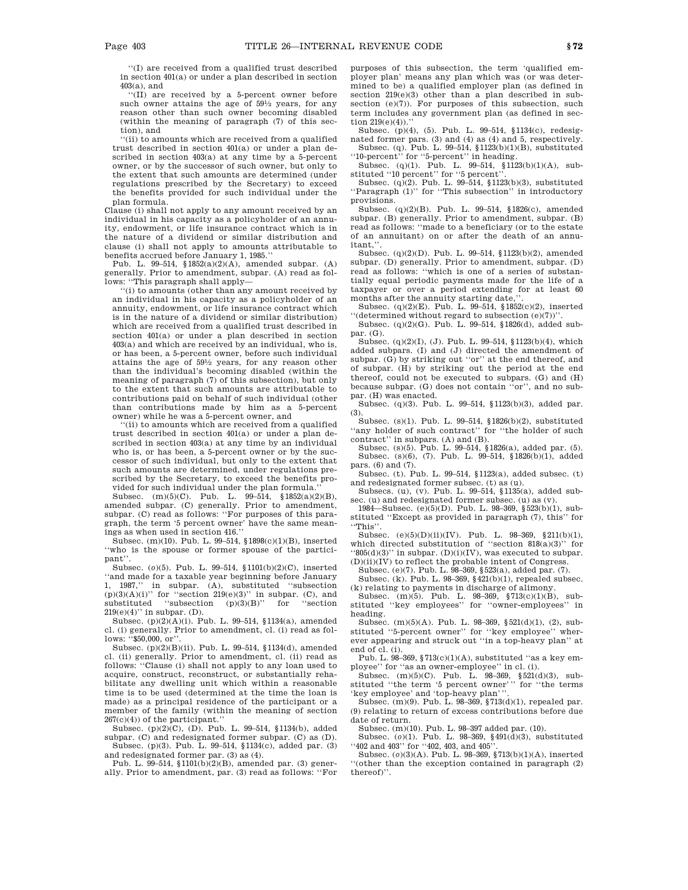"(I) are received from a qualified trust described in section 401(a) or under a plan described in section 403(a), and

"(II) are received by a 5-percent owner before such owner attains the age of 59½ years, for any reason other than such owner becoming disabled (within the meaning of paragraph (7) of this section), and

"(ii) to amounts which are received from a qualified trust described in section 401(a) or under a plan described in section 403(a) at any time by a 5-percent owner, or by the successor of such owner, but only to the extent that such amounts are determined (under regulations prescribed by the Secretary) to exceed the benefits provided for such individual under the plan formula.

Clause (i) shall not apply to any amount received by an individual in his capacity as a policyholder of an annuity, endowment, or life insurance contract which is in the nature of a dividend or similar distribution and clause (i) shall not apply to amounts attributable to benefits accrued before January 1, 1985."

Pub. L. 99–514, §1852(a)(2)(A), amended subpar. (A) generally. Prior to amendment, subpar. (A) read as follows: "This paragraph shall apply—

"(i) to amounts (other than any amount received by an individual in his capacity as a policyholder of an annuity, endowment, or life insurance contract which is in the nature of a dividend or similar distribution) which are received from a qualified trust described in section 401(a) or under a plan described in section 403(a) and which are received by an individual, who is, or has been, a 5-percent owner, before such individual attains the age of 59½ years, for any reason other than the individual's becoming disabled (within the meaning of paragraph (7) of this subsection), but only to the extent that such amounts are attributable to contributions paid on behalf of such individual (other than contributions made by him as a 5-percent owner) while he was a 5-percent owner, and

"(ii) to amounts which are received from a qualified trust described in section 401(a) or under a plan described in section 403(a) at any time by an individual who is, or has been, a 5-percent owner or by the successor of such individual, but only to the extent that such amounts are determined, under regulations prescribed by the Secretary, to exceed the benefits provided for such individual under the plan formula."

Subsec. (m)(5)(C). Pub. L. 99–514, §1852(a)(2)(B), amended subpar. (C) generally. Prior to amendment, subpar. (C) read as follows: "For purposes of this paragraph, the term '5 percent owner' have the same meanings as when used in section 416."

Subsec. (m)(10). Pub. L. 99–514, §1898(c)(1)(B), inserted "who is the spouse or former spouse of the participant".

Subsec. (*o*)(5). Pub. L. 99–514, §1101(b)(2)(C), inserted "and made for a taxable year beginning before January 1, 1987," in subpar. (A), substituted "subsection (p)(3)(A)(i)" for "section 219(e)(3)" in subpar. (C), and substituted "subsection (p)(3)(B)" for "section 219(e)(4)" in subpar. (D).

Subsec. (p)(2)(A)(i). Pub. L. 99–514, §1134(a), amended cl. (i) generally. Prior to amendment, cl. (i) read as follows: "$50,000, or".

Subsec. (p)(2)(B)(ii). Pub. L. 99–514, §1134(d), amended cl. (ii) generally. Prior to amendment, cl. (ii) read as follows: "Clause (i) shall not apply to any loan used to acquire, construct, reconstruct, or substantially rehabilitate any dwelling unit which within a reasonable time is to be used (determined at the time the loan is made) as a principal residence of the participant or a member of the family (within the meaning of section 267(c)(4)) of the participant."

Subsec. (p)(2)(C), (D). Pub. L. 99–514, §1134(b), added subpar. (C) and redesignated former subpar. (C) as (D).

Subsec. (p)(3). Pub. L. 99–514, §1134(c), added par. (3) and redesignated former par. (3) as (4).

Pub. L. 99–514, §1101(b)(2)(B), amended par. (3) generally. Prior to amendment, par. (3) read as follows: "For purposes of this subsection, the term 'qualified employer plan' means any plan which was (or was determined to be) a qualified employer plan (as defined in section 219(e)(3) other than a plan described in subsection (e)(7)). For purposes of this subsection, such term includes any government plan (as defined in section 219(e)(4))."

Subsec. (p)(4), (5). Pub. L. 99–514, §1134(c), redesignated former pars. (3) and (4) as (4) and 5, respectively.

Subsec. (q). Pub. L. 99–514, §1123(b)(1)(B), substituted "10-percent" for "5-percent" in heading.

Subsec. (q)(1). Pub. L. 99–514, §1123(b)(1)(A), substituted "10 percent" for "5 percent".

Subsec. (q)(2). Pub. L. 99–514, §1123(b)(3), substituted "Paragraph (1)" for "This subsection" in introductory provisions.

Subsec. (q)(2)(B). Pub. L. 99–514, §1826(c), amended subpar. (B) generally. Prior to amendment, subpar. (B) read as follows: "made to a beneficiary (or to the estate of an annuitant) on or after the death of an annuitant,".

Subsec. (q)(2)(D). Pub. L. 99–514, §1123(b)(2), amended subpar. (D) generally. Prior to amendment, subpar. (D) read as follows: "which is one of a series of substantially equal periodic payments made for the life of a taxpayer or over a period extending for at least 60 months after the annuity starting date,".

Subsec. (q)(2)(E). Pub. L. 99–514, §1852(c)(2), inserted "(determined without regard to subsection (e)(7))".

Subsec. (q)(2)(G). Pub. L. 99–514, §1826(d), added subpar. (G).

Subsec. (q)(2)(I), (J). Pub. L. 99–514, §1123(b)(4), which added subpars. (I) and (J) directed the amendment of subpar. (G) by striking out "or" at the end thereof, and of subpar. (H) by striking out the period at the end thereof, could not be executed to subpars. (G) and (H) because subpar. (G) does not contain "or", and no subpar. (H) was enacted.

Subsec. (q)(3). Pub. L. 99–514, §1123(b)(3), added par. (3).

Subsec. (s)(1). Pub. L. 99–514, §1826(b)(2), substituted "any holder of such contract" for "the holder of such contract" in subpars. (A) and (B).

Subsec. (s)(5). Pub. L. 99–514, §1826(a), added par. (5).

Subsec. (s)(6), (7). Pub. L. 99–514, §1826(b)(1), added pars. (6) and (7).

Subsec. (t). Pub. L. 99–514, §1123(a), added subsec. (t) and redesignated former subsec. (t) as (u).

Subsecs. (u), (v). Pub. L. 99–514, §1135(a), added subsec. (u) and redesignated former subsec. (u) as (v).

1984—Subsec. (e)(5)(D). Pub. L. 98–369, §523(b)(1), substituted "Except as provided in paragraph (7), this" for "This".

Subsec. (e)(5)(D)(ii)(IV). Pub. L. 98–369, §211(b)(1), which directed substitution of "section 818(a)(3)" for "805(d)(3)" in subpar. (D)(i)(IV), was executed to subpar. (D)(ii)(IV) to reflect the probable intent of Congress.

Subsec. (e)(7). Pub. L. 98–369, §523(a), added par. (7).

Subsec. (k). Pub. L. 98–369, §421(b)(1), repealed subsec. (k) relating to payments in discharge of alimony.

Subsec. (m)(5). Pub. L. 98–369, §713(c)(1)(B), substituted "key employees" for "owner-employees" in heading.

Subsec. (m)(5)(A). Pub. L. 98–369, §521(d)(1), (2), substituted "5-percent owner" for "key employee" wherever appearing and struck out "in a top-heavy plan" at end of cl. (i).

Pub. L. 98–369, §713(c)(1)(A), substituted "as a key employee" for "as an owner-employee" in cl. (i).

Subsec. (m)(5)(C). Pub. L. 98–369, §521(d)(3), substituted "the term '5 percent owner'" for "the terms 'key employee' and 'top-heavy plan'".

Subsec. (m)(9). Pub. L. 98–369, §713(d)(1), repealed par. (9) relating to return of excess contributions before due date of return.

Subsec. (m)(10). Pub. L. 98–397 added par. (10).

Subsec. (*o*)(1). Pub. L. 98–369, §491(d)(3), substituted "402 and 403" for "402, 403, and 405".

Subsec. (*o*)(3)(A). Pub. L. 98–369, §713(b)(1)(A), inserted "(other than the exception contained in paragraph (2) thereof)".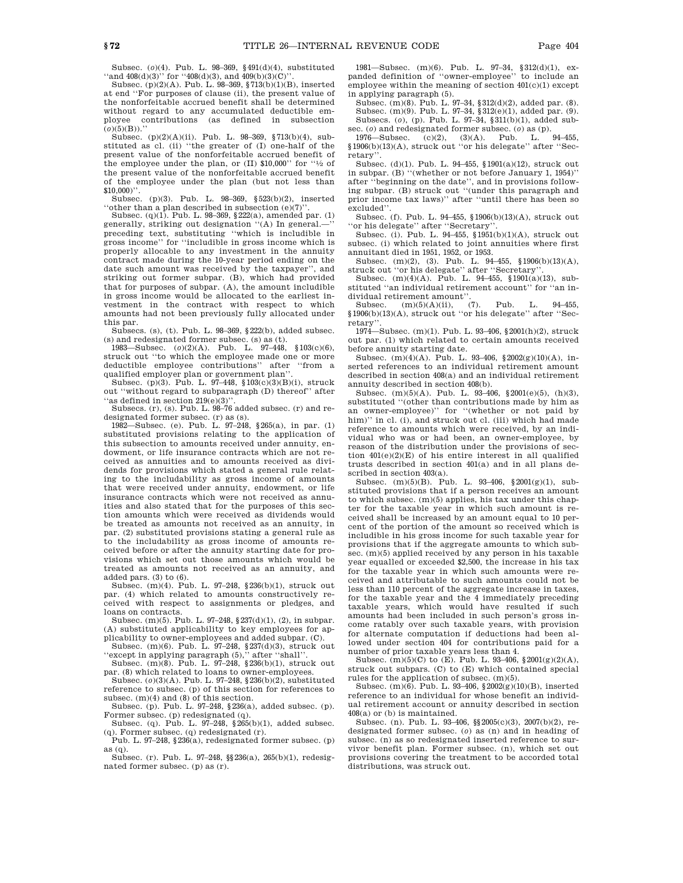Subsec. (*o*)(4). Pub. L. 98–369, §491(d)(4), substituted ''and 408(d)(3)'' for ''408(d)(3), and 409(b)(3)(C)''.

Subsec. (p)(2)(A). Pub. L. 98–369, §713(b)(1)(B), inserted at end ''For purposes of clause (ii), the present value of the nonforfeitable accrued benefit shall be determined without regard to any accumulated deductible employee contributions (as defined in subsection (*o*)(5)(B)).''

Subsec. (p)(2)(A)(ii). Pub. L. 98–369, §713(b)(4), substituted as cl. (ii) ''the greater of (I) one-half of the present value of the nonforfeitable accrued benefit of the employee under the plan, or (II) $10,000'' for ''½ of the present value of the nonforfeitable accrued benefit of the employee under the plan (but not less than $10,000)''.

Subsec. (p)(3). Pub. L. 98–369, §523(b)(2), inserted ''other than a plan described in subsection (e)(7)''.

Subsec. (q)(1). Pub. L. 98–369, §222(a), amended par. (1) generally, striking out designation ''(A) In general.—'' preceding text, substituting ''which is includible in gross income'' for ''includible in gross income which is properly allocable to any investment in the annuity contract made during the 10-year period ending on the date such amount was received by the taxpayer'', and striking out former subpar. (B), which had provided that for purposes of subpar. (A), the amount includible in gross income would be allocated to the earliest investment in the contract with respect to which amounts had not been previously fully allocated under this par.

Subsecs. (s), (t). Pub. L. 98–369, §222(b), added subsec. (s) and redesignated former subsec. (s) as (t).

1983—Subsec. (*o*)(2)(A). Pub. L. 97–448, §103(c)(6), struck out ''to which the employee made one or more deductible employee contributions'' after ''from a qualified employer plan or government plan''.

Subsec. (p)(3). Pub. L. 97–448, §103(c)(3)(B)(i), struck out ''without regard to subparagraph (D) thereof'' after ''as defined in section 219(e)(3)''.

Subsecs. (r), (s). Pub. L. 98–76 added subsec. (r) and redesignated former subsec. (r) as (s).

1982—Subsec. (e). Pub. L. 97–248, §265(a), in par. (1) substituted provisions relating to the application of this subsection to amounts received under annuity, endowment, or life insurance contracts which are not received as annuities and to amounts received as dividends for provisions which stated a general rule relating to the includability as gross income of amounts that were received under annuity, endowment, or life insurance contracts which were not received as annuities and also stated that for the purposes of this section amounts which were received as dividends would be treated as amounts not received as an annuity, in par. (2) substituted provisions stating a general rule as to the includability as gross income of amounts received before or after the annuity starting date for provisions which set out those amounts which would be treated as amounts not received as an annuity, and added pars. (3) to (6).

Subsec. (m)(4). Pub. L. 97–248, §236(b)(1), struck out par. (4) which related to amounts constructively received with respect to assignments or pledges, and loans on contracts.

Subsec. (m)(5). Pub. L. 97–248, §237(d)(1), (2), in subpar. (A) substituted applicability to key employees for applicability to owner-employees and added subpar. (C).

Subsec. (m)(6). Pub. L. 97–248, §237(d)(3), struck out ''except in applying paragraph (5),'' after ''shall''.

Subsec. (m)(8). Pub. L. 97–248, §236(b)(1), struck out par. (8) which related to loans to owner-employees.

Subsec. (*o*)(3)(A). Pub. L. 97–248, §236(b)(2), substituted reference to subsec. (p) of this section for references to subsec. (m)(4) and (8) of this section.

Subsec. (p). Pub. L. 97–248, §236(a), added subsec. (p). Former subsec. (p) redesignated (q).

Subsec. (q). Pub. L. 97–248, §265(b)(1), added subsec. (q). Former subsec. (q) redesignated (r).

Pub. L. 97–248, §236(a), redesignated former subsec. (p) as (q).

Subsec. (r). Pub. L. 97–248, §§236(a), 265(b)(1), redesignated former subsec. (p) as (r).

1981—Subsec. (m)(6). Pub. L. 97–34, §312(d)(1), expanded definition of ''owner-employee'' to include an employee within the meaning of section 401(c)(1) except in applying paragraph (5).

Subsec. (m)(8). Pub. L. 97–34, §312(d)(2), added par. (8).

Subsec. (m)(9). Pub. L. 97–34, §312(e)(1), added par. (9).

Subsecs. (*o*), (p). Pub. L. 97–34, §311(b)(1), added subsec. (*o*) and redesignated former subsec. (*o*) as (p).

1976—Subsec. (c)(2), (3)(A). Pub. L. 94–455, §1906(b)(13)(A), struck out ''or his delegate'' after ''Secretary''.

Subsec. (d)(1). Pub. L. 94–455, §1901(a)(12), struck out in subpar. (B) ''(whether or not before January 1, 1954)'' after ''beginning on the date'', and in provisions following subpar. (B) struck out ''(under this paragraph and prior income tax laws)'' after ''until there has been so excluded''.

Subsec. (f). Pub. L. 94–455, §1906(b)(13)(A), struck out ''or his delegate'' after ''Secretary''.

Subsec. (i). Pub. L. 94–455, §1951(b)(1)(A), struck out subsec. (i) which related to joint annuities where first annuitant died in 1951, 1952, or 1953.

Subsec. (m)(2), (3). Pub. L. 94–455, §1906(b)(13)(A), struck out ''or his delegate'' after ''Secretary''.

Subsec. (m)(4)(A). Pub. L. 94–455, §1901(a)(13), substituted ''an individual retirement account'' for ''an individual retirement amount''.

Subsec. (m)(5)(A)(ii), (7). Pub. L. 94–455, §1906(b)(13)(A), struck out ''or his delegate'' after ''Secretary''.

1974—Subsec. (m)(1). Pub. L. 93–406, §2001(h)(2), struck out par. (1) which related to certain amounts received before annuity starting date.

Subsec. (m)(4)(A). Pub. L. 93–406, §2002(g)(10)(A), inserted references to an individual retirement amount described in section 408(a) and an individual retirement annuity described in section 408(b).

Subsec. (m)(5)(A). Pub. L. 93–406, §2001(e)(5), (h)(3), substituted ''(other than contributions made by him as an owner-employee)'' for ''(whether or not paid by him)'' in cl. (i), and struck out cl. (iii) which had made reference to amounts which were received, by an individual who was or had been, an owner-employee, by reason of the distribution under the provisions of section 401(e)(2)(E) of his entire interest in all qualified trusts described in section 401(a) and in all plans described in section 403(a).

Subsec. (m)(5)(B). Pub. L. 93–406, §2001(g)(1), substituted provisions that if a person receives an amount to which subsec. (m)(5) applies, his tax under this chapter for the taxable year in which such amount is received shall be increased by an amount equal to 10 percent of the portion of the amount so received which is includible in his gross income for such taxable year for provisions that if the aggregate amounts to which subsec. (m)(5) applied received by any person in his taxable year equalled or exceeded $2,500, the increase in his tax for the taxable year in which such amounts were received and attributable to such amounts could not be less than 110 percent of the aggregate increase in taxes, for the taxable year and the 4 immediately preceding taxable years, which would have resulted if such amounts had been included in such person's gross income ratably over such taxable years, with provision for alternate computation if deductions had been allowed under section 404 for contributions paid for a number of prior taxable years less than 4.

Subsec. (m)(5)(C) to (E). Pub. L. 93–406, §2001(g)(2)(A), struck out subpars. (C) to (E) which contained special rules for the application of subsec. (m)(5).

Subsec. (m)(6). Pub. L. 93–406, §2002(g)(10)(B), inserted reference to an individual for whose benefit an individual retirement account or annuity described in section 408(a) or (b) is maintained.

Subsec. (n). Pub. L. 93–406, §§2005(c)(3), 2007(b)(2), redesignated former subsec. (*o*) as (n) and in heading of subsec. (n) as so redesignated inserted reference to survivor benefit plan. Former subsec. (n), which set out provisions covering the treatment to be accorded total distributions, was struck out.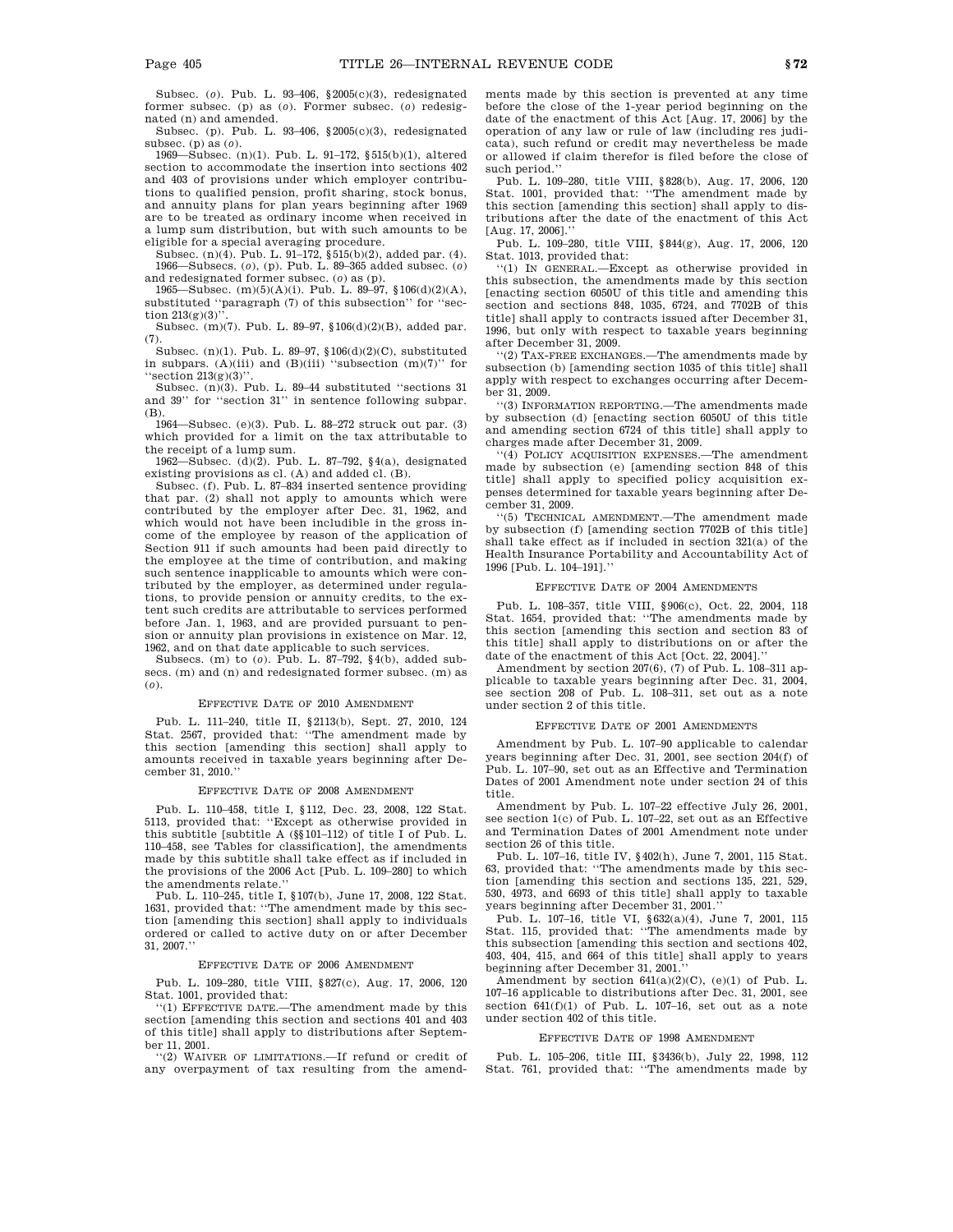Subsec. (*o*). Pub. L. 93–406, §2005(c)(3), redesignated former subsec. (p) as (*o*). Former subsec. (*o*) redesignated (n) and amended.

Subsec. (p). Pub. L. 93–406, §2005(c)(3), redesignated subsec. (p) as (*o*).

1969—Subsec. (n)(1). Pub. L. 91–172, §515(b)(1), altered section to accommodate the insertion into sections 402 and 403 of provisions under which employer contributions to qualified pension, profit sharing, stock bonus, and annuity plans for plan years beginning after 1969 are to be treated as ordinary income when received in a lump sum distribution, but with such amounts to be eligible for a special averaging procedure.

Subsec. (n)(4). Pub. L. 91–172, §515(b)(2), added par. (4).

1966—Subsecs. (*o*), (p). Pub. L. 89–365 added subsec. (*o*) and redesignated former subsec. (*o*) as (p).

1965—Subsec. (m)(5)(A)(i). Pub. L. 89–97, §106(d)(2)(A), substituted "paragraph (7) of this subsection" for "section 213(g)(3)".

Subsec. (m)(7). Pub. L. 89–97, §106(d)(2)(B), added par. (7).

Subsec. (n)(1). Pub. L. 89–97, §106(d)(2)(C), substituted in subpars. (A)(iii) and (B)(iii) "subsection (m)(7)" for "section 213(g)(3)".

Subsec. (n)(3). Pub. L. 89–44 substituted "sections 31 and 39" for "section 31" in sentence following subpar. (B).

1964—Subsec. (e)(3). Pub. L. 88–272 struck out par. (3) which provided for a limit on the tax attributable to the receipt of a lump sum.

1962—Subsec. (d)(2). Pub. L. 87–792, §4(a), designated existing provisions as cl. (A) and added cl. (B).

Subsec. (f). Pub. L. 87–834 inserted sentence providing that par. (2) shall not apply to amounts which were contributed by the employer after Dec. 31, 1962, and which would not have been includible in the gross income of the employee by reason of the application of Section 911 if such amounts had been paid directly to the employee at the time of contribution, and making such sentence inapplicable to amounts which were contributed by the employer, as determined under regulations, to provide pension or annuity credits, to the extent such credits are attributable to services performed before Jan. 1, 1963, and are provided pursuant to pension or annuity plan provisions in existence on Mar. 12, 1962, and on that date applicable to such services.

Subsecs. (m) to (*o*). Pub. L. 87–792, §4(b), added subsecs. (m) and (n) and redesignated former subsec. (m) as (*o*).

### Effective Date of 2010 Amendment

Pub. L. 111–240, title II, §2113(b), Sept. 27, 2010, 124 Stat. 2567, provided that: "The amendment made by this section [amending this section] shall apply to amounts received in taxable years beginning after December 31, 2010."

### Effective Date of 2008 Amendment

Pub. L. 110–458, title I, §112, Dec. 23, 2008, 122 Stat. 5113, provided that: "Except as otherwise provided in this subtitle [subtitle A (§§101–112) of title I of Pub. L. 110–458, see Tables for classification], the amendments made by this subtitle shall take effect as if included in the provisions of the 2006 Act [Pub. L. 109–280] to which the amendments relate."

Pub. L. 110–245, title I, §107(b), June 17, 2008, 122 Stat. 1631, provided that: "The amendment made by this section [amending this section] shall apply to individuals ordered or called to active duty on or after December 31, 2007."

### Effective Date of 2006 Amendment

Pub. L. 109–280, title VIII, §827(c), Aug. 17, 2006, 120 Stat. 1001, provided that:

"(1) Effective date.—The amendment made by this section [amending this section and sections 401 and 403 of this title] shall apply to distributions after September 11, 2001.

"(2) Waiver of limitations.—If refund or credit of any overpayment of tax resulting from the amendments made by this section is prevented at any time before the close of the 1-year period beginning on the date of the enactment of this Act [Aug. 17, 2006] by the operation of any law or rule of law (including res judicata), such refund or credit may nevertheless be made or allowed if claim therefor is filed before the close of such period."

Pub. L. 109–280, title VIII, §828(b), Aug. 17, 2006, 120 Stat. 1001, provided that: "The amendment made by this section [amending this section] shall apply to distributions after the date of the enactment of this Act [Aug. 17, 2006]."

Pub. L. 109–280, title VIII, §844(g), Aug. 17, 2006, 120 Stat. 1013, provided that:

"(1) In general.—Except as otherwise provided in this subsection, the amendments made by this section [enacting section 6050U of this title and amending this section and sections 848, 1035, 6724, and 7702B of this title] shall apply to contracts issued after December 31, 1996, but only with respect to taxable years beginning after December 31, 2009.

"(2) Tax-free exchanges.—The amendments made by subsection (b) [amending section 1035 of this title] shall apply with respect to exchanges occurring after December 31, 2009.

"(3) Information reporting.—The amendments made by subsection (d) [enacting section 6050U of this title and amending section 6724 of this title] shall apply to charges made after December 31, 2009.

"(4) Policy acquisition expenses.—The amendment made by subsection (e) [amending section 848 of this title] shall apply to specified policy acquisition expenses determined for taxable years beginning after December 31, 2009.

"(5) Technical amendment.—The amendment made by subsection (f) [amending section 7702B of this title] shall take effect as if included in section 321(a) of the Health Insurance Portability and Accountability Act of 1996 [Pub. L. 104–191]."

### Effective Date of 2004 Amendments

Pub. L. 108–357, title VIII, §906(c), Oct. 22, 2004, 118 Stat. 1654, provided that: "The amendments made by this section [amending this section and section 83 of this title] shall apply to distributions on or after the date of the enactment of this Act [Oct. 22, 2004]."

Amendment by section 207(6), (7) of Pub. L. 108–311 applicable to taxable years beginning after Dec. 31, 2004, see section 208 of Pub. L. 108–311, set out as a note under section 2 of this title.

### Effective Date of 2001 Amendments

Amendment by Pub. L. 107–90 applicable to calendar years beginning after Dec. 31, 2001, see section 204(f) of Pub. L. 107–90, set out as an Effective and Termination Dates of 2001 Amendment note under section 24 of this title.

Amendment by Pub. L. 107–22 effective July 26, 2001, see section 1(c) of Pub. L. 107–22, set out as an Effective and Termination Dates of 2001 Amendment note under section 26 of this title.

Pub. L. 107–16, title IV, §402(h), June 7, 2001, 115 Stat. 63, provided that: "The amendments made by this section [amending this section and sections 135, 221, 529, 530, 4973, and 6693 of this title] shall apply to taxable years beginning after December 31, 2001."

Pub. L. 107–16, title VI, §632(a)(4), June 7, 2001, 115 Stat. 115, provided that: "The amendments made by this subsection [amending this section and sections 402, 403, 404, 415, and 664 of this title] shall apply to years beginning after December 31, 2001."

Amendment by section 641(a)(2)(C), (e)(1) of Pub. L. 107–16 applicable to distributions after Dec. 31, 2001, see section 641(f)(1) of Pub. L. 107–16, set out as a note under section 402 of this title.

### Effective Date of 1998 Amendment

Pub. L. 105–206, title III, §3436(b), July 22, 1998, 112 Stat. 761, provided that: "The amendments made by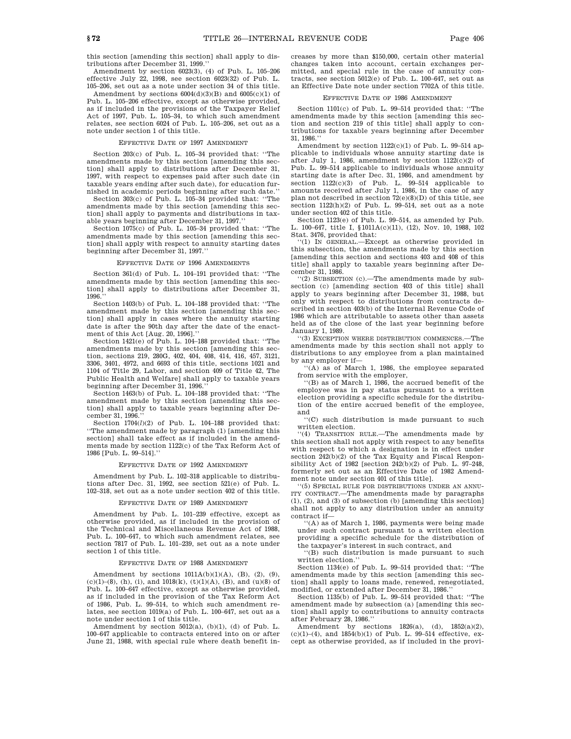this section [amending this section] shall apply to distributions after December 31, 1999.''

Amendment by section 6023(3), (4) of Pub. L. 105–206 effective July 22, 1998, see section 6023(32) of Pub. L. 105–206, set out as a note under section 34 of this title.

Amendment by sections 6004(d)(3)(B) and 6005(c)(1) of Pub. L. 105–206 effective, except as otherwise provided, as if included in the provisions of the Taxpayer Relief Act of 1997, Pub. L. 105–34, to which such amendment relates, see section 6024 of Pub. L. 105–206, set out as a note under section 1 of this title.

##### EFFECTIVE DATE OF 1997 AMENDMENT

Section 203(c) of Pub. L. 105–34 provided that: ''The amendments made by this section [amending this section] shall apply to distributions after December 31, 1997, with respect to expenses paid after such date (in taxable years ending after such date), for education furnished in academic periods beginning after such date.''

Section 303(c) of Pub. L. 105–34 provided that: ''The amendments made by this section [amending this section] shall apply to payments and distributions in taxable years beginning after December 31, 1997.''

Section 1075(c) of Pub. L. 105–34 provided that: ''The amendments made by this section [amending this section] shall apply with respect to annuity starting dates beginning after December 31, 1997.''

##### EFFECTIVE DATE OF 1996 AMENDMENTS

Section 361(d) of Pub. L. 104–191 provided that: ''The amendments made by this section [amending this section] shall apply to distributions after December 31, 1996.''

Section 1403(b) of Pub. L. 104–188 provided that: ''The amendment made by this section [amending this section] shall apply in cases where the annuity starting date is after the 90th day after the date of the enactment of this Act [Aug. 20, 1996].''

Section 1421(e) of Pub. L. 104–188 provided that: ''The amendments made by this section [amending this section, sections 219, 280G, 402, 404, 408, 414, 416, 457, 3121, 3306, 3401, 4972, and 6693 of this title, sections 1021 and 1104 of Title 29, Labor, and section 409 of Title 42, The Public Health and Welfare] shall apply to taxable years beginning after December 31, 1996.''

Section 1463(b) of Pub. L. 104–188 provided that: ''The amendment made by this section [amending this section] shall apply to taxable years beginning after December 31, 1996.''

Section 1704(*l*)(2) of Pub. L. 104–188 provided that: ''The amendment made by paragraph (1) [amending this section] shall take effect as if included in the amendments made by section 1122(c) of the Tax Reform Act of 1986 [Pub. L. 99–514].''

##### EFFECTIVE DATE OF 1992 AMENDMENT

Amendment by Pub. L. 102–318 applicable to distributions after Dec. 31, 1992, see section 521(e) of Pub. L. 102–318, set out as a note under section 402 of this title.

##### EFFECTIVE DATE OF 1989 AMENDMENT

Amendment by Pub. L. 101–239 effective, except as otherwise provided, as if included in the provision of the Technical and Miscellaneous Revenue Act of 1988, Pub. L. 100–647, to which such amendment relates, see section 7817 of Pub. L. 101–239, set out as a note under section 1 of this title.

##### EFFECTIVE DATE OF 1988 AMENDMENT

Amendment by sections 1011A(b)(1)(A), (B), (2), (9), (c)(1)–(8), (h), (i), and 1018(k), (t)(1)(A), (B), and (u)(8) of Pub. L. 100–647 effective, except as otherwise provided, as if included in the provision of the Tax Reform Act of 1986, Pub. L. 99–514, to which such amendment relates, see section 1019(a) of Pub. L. 100–647, set out as a note under section 1 of this title.

Amendment by section 5012(a), (b)(1), (d) of Pub. L. 100–647 applicable to contracts entered into on or after June 21, 1988, with special rule where death benefit increases by more than $150,000, certain other material changes taken into account, certain exchanges permitted, and special rule in the case of annuity contracts, see section 5012(e) of Pub. L. 100–647, set out as an Effective Date note under section 7702A of this title.

##### EFFECTIVE DATE OF 1986 AMENDMENT

Section 1101(c) of Pub. L. 99–514 provided that: ''The amendments made by this section [amending this section and section 219 of this title] shall apply to contributions for taxable years beginning after December 31, 1986.''

Amendment by section 1122(c)(1) of Pub. L. 99–514 applicable to individuals whose annuity starting date is after July 1, 1986, amendment by section 1122(c)(2) of Pub. L. 99–514 applicable to individuals whose annuity starting date is after Dec. 31, 1986, and amendment by section 1122(c)(3) of Pub. L. 99–514 applicable to amounts received after July 1, 1986, in the case of any plan not described in section 72(e)(8)(D) of this title, see section 1122(h)(2) of Pub. L. 99–514, set out as a note under section 402 of this title.

Section 1123(e) of Pub. L. 99–514, as amended by Pub. L. 100–647, title I, §1011A(c)(11), (12), Nov. 10, 1988, 102 Stat. 3476, provided that:

''(1) IN GENERAL.—Except as otherwise provided in this subsection, the amendments made by this section [amending this section and sections 403 and 408 of this title] shall apply to taxable years beginning after December 31, 1986.

''(2) SUBSECTION (c).—The amendments made by subsection (c) [amending section 403 of this title] shall apply to years beginning after December 31, 1988, but only with respect to distributions from contracts described in section 403(b) of the Internal Revenue Code of 1986 which are attributable to assets other than assets held as of the close of the last year beginning before January 1, 1989.

''(3) EXCEPTION WHERE DISTRIBUTION COMMENCES.—The amendments made by this section shall not apply to distributions to any employee from a plan maintained by any employer if—

''(A) as of March 1, 1986, the employee separated from service with the employer,

''(B) as of March 1, 1986, the accrued benefit of the employee was in pay status pursuant to a written election providing a specific schedule for the distribution of the entire accrued benefit of the employee, and

''(C) such distribution is made pursuant to such written election.

''(4) TRANSITION RULE.—The amendments made by this section shall not apply with respect to any benefits with respect to which a designation is in effect under section 242(b)(2) of the Tax Equity and Fiscal Responsibility Act of 1982 [section 242(b)(2) of Pub. L. 97–248, formerly set out as an Effective Date of 1982 Amendment note under section 401 of this title].

''(5) SPECIAL RULE FOR DISTRIBUTIONS UNDER AN ANNUITY CONTRACT.—The amendments made by paragraphs (1), (2), and (3) of subsection (b) [amending this section] shall not apply to any distribution under an annuity contract if—

''(A) as of March 1, 1986, payments were being made under such contract pursuant to a written election providing a specific schedule for the distribution of the taxpayer's interest in such contract, and

''(B) such distribution is made pursuant to such written election.''

Section 1134(e) of Pub. L. 99–514 provided that: ''The amendments made by this section [amending this section] shall apply to loans made, renewed, renegotiated, modified, or extended after December 31, 1986.''

Section 1135(b) of Pub. L. 99–514 provided that: ''The amendment made by subsection (a) [amending this section] shall apply to contributions to annuity contracts after February 28, 1986.''

Amendment by sections 1826(a), (d), 1852(a)(2), (c)(1)–(4), and 1854(b)(1) of Pub. L. 99–514 effective, except as otherwise provided, as if included in the provi-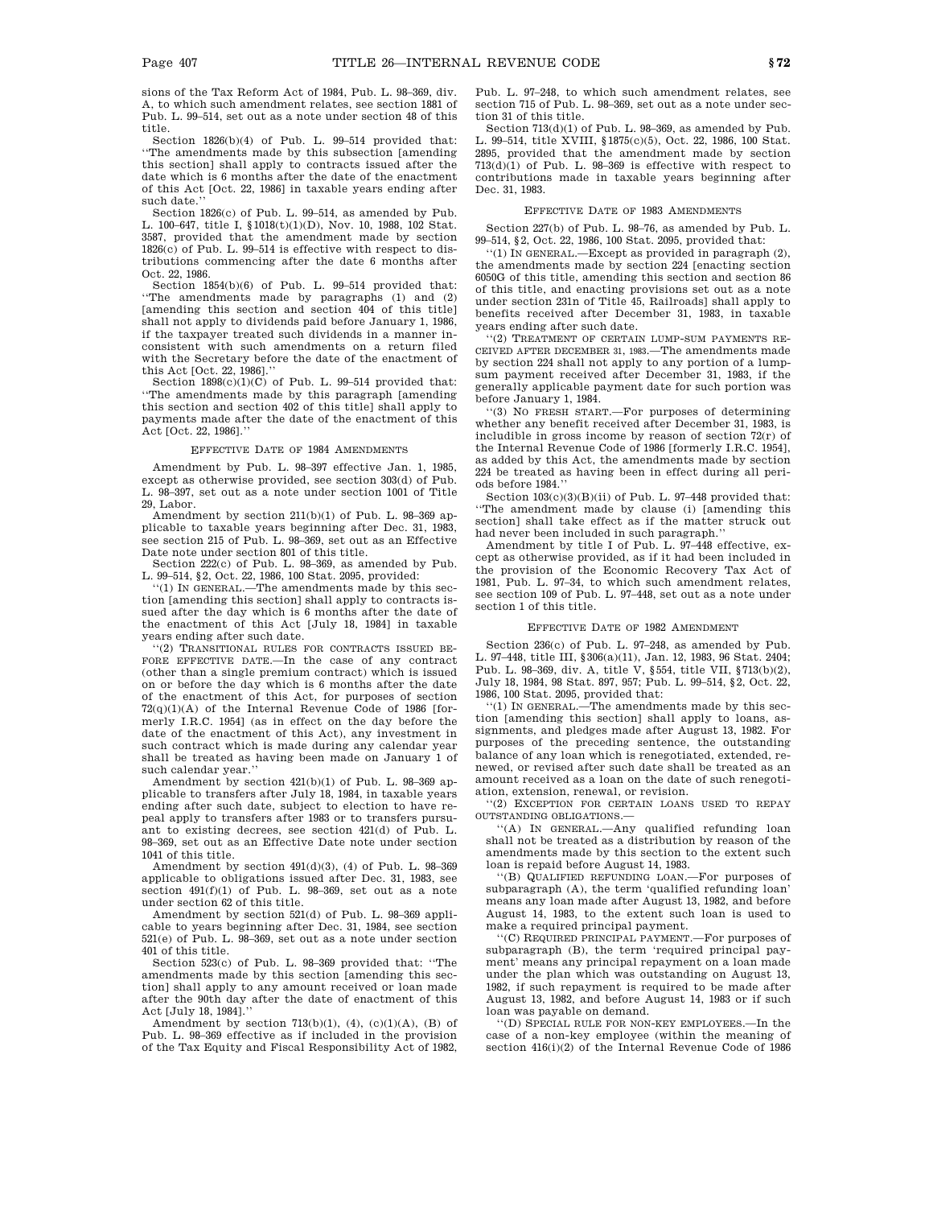sions of the Tax Reform Act of 1984, Pub. L. 98–369, div. A, to which such amendment relates, see section 1881 of Pub. L. 99–514, set out as a note under section 48 of this title.

Section 1826(b)(4) of Pub. L. 99–514 provided that: ''The amendments made by this subsection [amending this section] shall apply to contracts issued after the date which is 6 months after the date of the enactment of this Act [Oct. 22, 1986] in taxable years ending after such date.''

Section 1826(c) of Pub. L. 99–514, as amended by Pub. L. 100–647, title I, §1018(t)(1)(D), Nov. 10, 1988, 102 Stat. 3587, provided that the amendment made by section 1826(c) of Pub. L. 99–514 is effective with respect to distributions commencing after the date 6 months after Oct. 22, 1986.

Section 1854(b)(6) of Pub. L. 99–514 provided that: ''The amendments made by paragraphs (1) and (2) [amending this section and section 404 of this title] shall not apply to dividends paid before January 1, 1986, if the taxpayer treated such dividends in a manner inconsistent with such amendments on a return filed with the Secretary before the date of the enactment of this Act [Oct. 22, 1986].''

Section 1898(c)(1)(C) of Pub. L. 99–514 provided that: ''The amendments made by this paragraph [amending this section and section 402 of this title] shall apply to payments made after the date of the enactment of this Act [Oct. 22, 1986].''

## EFFECTIVE DATE OF 1984 AMENDMENTS

Amendment by Pub. L. 98–397 effective Jan. 1, 1985, except as otherwise provided, see section 303(d) of Pub. L. 98–397, set out as a note under section 1001 of Title 29, Labor.

Amendment by section 211(b)(1) of Pub. L. 98–369 applicable to taxable years beginning after Dec. 31, 1983, see section 215 of Pub. L. 98–369, set out as an Effective Date note under section 801 of this title.

Section 222(c) of Pub. L. 98–369, as amended by Pub. L. 99–514, §2, Oct. 22, 1986, 100 Stat. 2095, provided:

''(1) IN GENERAL.—The amendments made by this section [amending this section] shall apply to contracts issued after the day which is 6 months after the date of the enactment of this Act [July 18, 1984] in taxable years ending after such date.

''(2) TRANSITIONAL RULES FOR CONTRACTS ISSUED BEFORE EFFECTIVE DATE.—In the case of any contract (other than a single premium contract) which is issued on or before the day which is 6 months after the date of the enactment of this Act, for purposes of section 72(q)(1)(A) of the Internal Revenue Code of 1986 [formerly I.R.C. 1954] (as in effect on the day before the date of the enactment of this Act), any investment in such contract which is made during any calendar year shall be treated as having been made on January 1 of such calendar year.''

Amendment by section 421(b)(1) of Pub. L. 98–369 applicable to transfers after July 18, 1984, in taxable years ending after such date, subject to election to have repeal apply to transfers after 1983 or to transfers pursuant to existing decrees, see section 421(d) of Pub. L. 98–369, set out as an Effective Date note under section 1041 of this title.

Amendment by section 491(d)(3), (4) of Pub. L. 98–369 applicable to obligations issued after Dec. 31, 1983, see section 491(f)(1) of Pub. L. 98–369, set out as a note under section 62 of this title.

Amendment by section 521(d) of Pub. L. 98–369 applicable to years beginning after Dec. 31, 1984, see section 521(e) of Pub. L. 98–369, set out as a note under section 401 of this title.

Section 523(c) of Pub. L. 98–369 provided that: ''The amendments made by this section [amending this section] shall apply to any amount received or loan made after the 90th day after the date of enactment of this Act [July 18, 1984].''

Amendment by section 713(b)(1), (4), (c)(1)(A), (B) of Pub. L. 98–369 effective as if included in the provision of the Tax Equity and Fiscal Responsibility Act of 1982, Pub. L. 97–248, to which such amendment relates, see section 715 of Pub. L. 98–369, set out as a note under section 31 of this title.

Section 713(d)(1) of Pub. L. 98–369, as amended by Pub. L. 99–514, title XVIII, §1875(c)(5), Oct. 22, 1986, 100 Stat. 2895, provided that the amendment made by section 713(d)(1) of Pub. L. 98–369 is effective with respect to contributions made in taxable years beginning after Dec. 31, 1983.

## EFFECTIVE DATE OF 1983 AMENDMENTS

Section 227(b) of Pub. L. 98–76, as amended by Pub. L. 99–514, §2, Oct. 22, 1986, 100 Stat. 2095, provided that:

''(1) IN GENERAL.—Except as provided in paragraph (2), the amendments made by section 224 [enacting section 6050G of this title, amending this section and section 86 of this title, and enacting provisions set out as a note under section 231n of Title 45, Railroads] shall apply to benefits received after December 31, 1983, in taxable years ending after such date.

''(2) TREATMENT OF CERTAIN LUMP-SUM PAYMENTS RECEIVED AFTER DECEMBER 31, 1983.—The amendments made by section 224 shall not apply to any portion of a lump-sum payment received after December 31, 1983, if the generally applicable payment date for such portion was before January 1, 1984.

''(3) NO FRESH START.—For purposes of determining whether any benefit received after December 31, 1983, is includible in gross income by reason of section 72(r) of the Internal Revenue Code of 1986 [formerly I.R.C. 1954], as added by this Act, the amendments made by section 224 be treated as having been in effect during all periods before 1984.''

Section 103(c)(3)(B)(ii) of Pub. L. 97–448 provided that: ''The amendment made by clause (i) [amending this section] shall take effect as if the matter struck out had never been included in such paragraph.''

Amendment by title I of Pub. L. 97–448 effective, except as otherwise provided, as if it had been included in the provision of the Economic Recovery Tax Act of 1981, Pub. L. 97–34, to which such amendment relates, see section 109 of Pub. L. 97–448, set out as a note under section 1 of this title.

## EFFECTIVE DATE OF 1982 AMENDMENT

Section 236(c) of Pub. L. 97–248, as amended by Pub. L. 97–448, title III, §306(a)(11), Jan. 12, 1983, 96 Stat. 2404; Pub. L. 98–369, div. A, title V, §554, title VII, §713(b)(2), July 18, 1984, 98 Stat. 897, 957; Pub. L. 99–514, §2, Oct. 22, 1986, 100 Stat. 2095, provided that:

''(1) IN GENERAL.—The amendments made by this section [amending this section] shall apply to loans, assignments, and pledges made after August 13, 1982. For purposes of the preceding sentence, the outstanding balance of any loan which is renegotiated, extended, renewed, or revised after such date shall be treated as an amount received as a loan on the date of such renegotiation, extension, renewal, or revision.

''(2) EXCEPTION FOR CERTAIN LOANS USED TO REPAY OUTSTANDING OBLIGATIONS.—

''(A) IN GENERAL.—Any qualified refunding loan shall not be treated as a distribution by reason of the amendments made by this section to the extent such loan is repaid before August 14, 1983.

''(B) QUALIFIED REFUNDING LOAN.—For purposes of subparagraph (A), the term 'qualified refunding loan' means any loan made after August 13, 1982, and before August 14, 1983, to the extent such loan is used to make a required principal payment.

''(C) REQUIRED PRINCIPAL PAYMENT.—For purposes of subparagraph (B), the term 'required principal payment' means any principal repayment on a loan made under the plan which was outstanding on August 13, 1982, if such repayment is required to be made after August 13, 1982, and before August 14, 1983 or if such loan was payable on demand.

''(D) SPECIAL RULE FOR NON-KEY EMPLOYEES.—In the case of a non-key employee (within the meaning of section 416(i)(2) of the Internal Revenue Code of 1986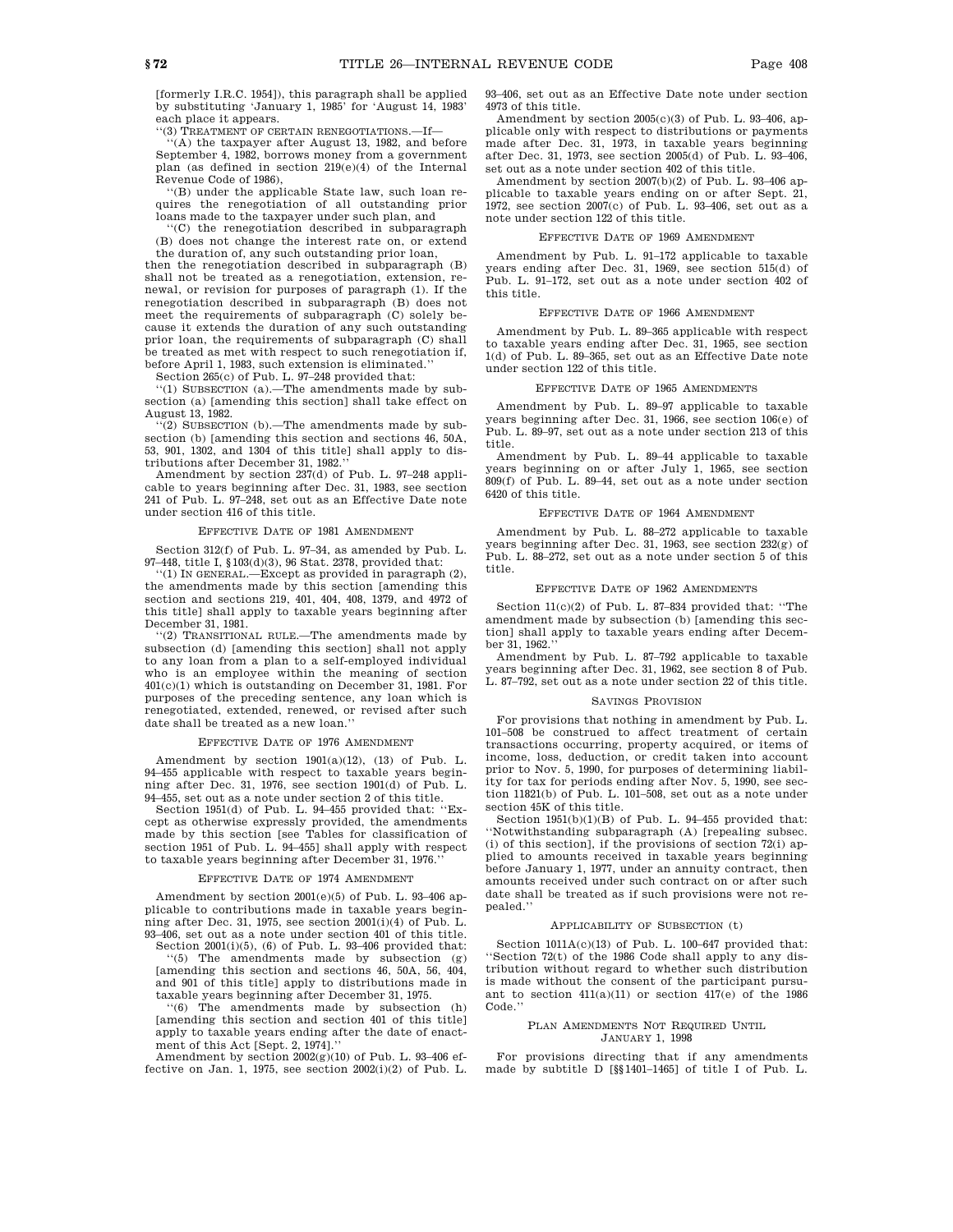[formerly I.R.C. 1954]), this paragraph shall be applied by substituting 'January 1, 1985' for 'August 14, 1983' each place it appears.

''(3) TREATMENT OF CERTAIN RENEGOTIATIONS.—If—

''(A) the taxpayer after August 13, 1982, and before September 4, 1982, borrows money from a government plan (as defined in section 219(e)(4) of the Internal Revenue Code of 1986),

''(B) under the applicable State law, such loan requires the renegotiation of all outstanding prior loans made to the taxpayer under such plan, and

''(C) the renegotiation described in subparagraph (B) does not change the interest rate on, or extend the duration of, any such outstanding prior loan,

then the renegotiation described in subparagraph (B) shall not be treated as a renegotiation, extension, renewal, or revision for purposes of paragraph (1). If the renegotiation described in subparagraph (B) does not meet the requirements of subparagraph (C) solely because it extends the duration of any such outstanding prior loan, the requirements of subparagraph (C) shall be treated as met with respect to such renegotiation if, before April 1, 1983, such extension is eliminated.''

Section 265(c) of Pub. L. 97–248 provided that:

''(1) SUBSECTION (a).—The amendments made by subsection (a) [amending this section] shall take effect on August 13, 1982.

''(2) SUBSECTION (b).—The amendments made by subsection (b) [amending this section and sections 46, 50A, 53, 901, 1302, and 1304 of this title] shall apply to distributions after December 31, 1982.''

Amendment by section 237(d) of Pub. L. 97–248 applicable to years beginning after Dec. 31, 1983, see section 241 of Pub. L. 97–248, set out as an Effective Date note under section 416 of this title.

EFFECTIVE DATE OF 1981 AMENDMENT

Section 312(f) of Pub. L. 97–34, as amended by Pub. L. 97–448, title I, §103(d)(3), 96 Stat. 2378, provided that:

''(1) IN GENERAL.—Except as provided in paragraph (2), the amendments made by this section [amending this section and sections 219, 401, 404, 408, 1379, and 4972 of this title] shall apply to taxable years beginning after December 31, 1981.

''(2) TRANSITIONAL RULE.—The amendments made by subsection (d) [amending this section] shall not apply to any loan from a plan to a self-employed individual who is an employee within the meaning of section 401(c)(1) which is outstanding on December 31, 1981. For purposes of the preceding sentence, any loan which is renegotiated, extended, renewed, or revised after such date shall be treated as a new loan.''

EFFECTIVE DATE OF 1976 AMENDMENT

Amendment by section 1901(a)(12), (13) of Pub. L. 94–455 applicable with respect to taxable years beginning after Dec. 31, 1976, see section 1901(d) of Pub. L. 94–455, set out as a note under section 2 of this title.

Section 1951(d) of Pub. L. 94–455 provided that: ''Except as otherwise expressly provided, the amendments made by this section [see Tables for classification of section 1951 of Pub. L. 94–455] shall apply with respect to taxable years beginning after December 31, 1976.''

EFFECTIVE DATE OF 1974 AMENDMENT

Amendment by section 2001(e)(5) of Pub. L. 93–406 applicable to contributions made in taxable years beginning after Dec. 31, 1975, see section 2001(i)(4) of Pub. L. 93–406, set out as a note under section 401 of this title.

Section 2001(i)(5), (6) of Pub. L. 93–406 provided that:

''(5) The amendments made by subsection (g) [amending this section and sections 46, 50A, 56, 404, and 901 of this title] apply to distributions made in taxable years beginning after December 31, 1975.

''(6) The amendments made by subsection (h) [amending this section and section 401 of this title] apply to taxable years ending after the date of enactment of this Act [Sept. 2, 1974].''

Amendment by section 2002(g)(10) of Pub. L. 93–406 effective on Jan. 1, 1975, see section 2002(i)(2) of Pub. L. 93–406, set out as an Effective Date note under section 4973 of this title.

Amendment by section 2005(c)(3) of Pub. L. 93–406, applicable only with respect to distributions or payments made after Dec. 31, 1973, in taxable years beginning after Dec. 31, 1973, see section 2005(d) of Pub. L. 93–406, set out as a note under section 402 of this title.

Amendment by section 2007(b)(2) of Pub. L. 93–406 applicable to taxable years ending on or after Sept. 21, 1972, see section 2007(c) of Pub. L. 93–406, set out as a note under section 122 of this title.

EFFECTIVE DATE OF 1969 AMENDMENT

Amendment by Pub. L. 91–172 applicable to taxable years ending after Dec. 31, 1969, see section 515(d) of Pub. L. 91–172, set out as a note under section 402 of this title.

EFFECTIVE DATE OF 1966 AMENDMENT

Amendment by Pub. L. 89–365 applicable with respect to taxable years ending after Dec. 31, 1965, see section 1(d) of Pub. L. 89–365, set out as an Effective Date note under section 122 of this title.

EFFECTIVE DATE OF 1965 AMENDMENTS

Amendment by Pub. L. 89–97 applicable to taxable years beginning after Dec. 31, 1966, see section 106(e) of Pub. L. 89–97, set out as a note under section 213 of this title.

Amendment by Pub. L. 89–44 applicable to taxable years beginning on or after July 1, 1965, see section 809(f) of Pub. L. 89–44, set out as a note under section 6420 of this title.

EFFECTIVE DATE OF 1964 AMENDMENT

Amendment by Pub. L. 88–272 applicable to taxable years beginning after Dec. 31, 1963, see section 232(g) of Pub. L. 88–272, set out as a note under section 5 of this title.

EFFECTIVE DATE OF 1962 AMENDMENTS

Section 11(c)(2) of Pub. L. 87–834 provided that: ''The amendment made by subsection (b) [amending this section] shall apply to taxable years ending after December 31, 1962.''

Amendment by Pub. L. 87–792 applicable to taxable years beginning after Dec. 31, 1962, see section 8 of Pub. L. 87–792, set out as a note under section 22 of this title.

SAVINGS PROVISION

For provisions that nothing in amendment by Pub. L. 101–508 be construed to affect treatment of certain transactions occurring, property acquired, or items of income, loss, deduction, or credit taken into account prior to Nov. 5, 1990, for purposes of determining liability for tax for periods ending after Nov. 5, 1990, see section 11821(b) of Pub. L. 101–508, set out as a note under section 45K of this title.

Section 1951(b)(1)(B) of Pub. L. 94–455 provided that: ''Notwithstanding subparagraph (A) [repealing subsec. (i) of this section], if the provisions of section 72(i) applied to amounts received in taxable years beginning before January 1, 1977, under an annuity contract, then amounts received under such contract on or after such date shall be treated as if such provisions were not repealed.''

APPLICABILITY OF SUBSECTION (t)

Section 1011A(c)(13) of Pub. L. 100–647 provided that: ''Section 72(t) of the 1986 Code shall apply to any distribution without regard to whether such distribution is made without the consent of the participant pursuant to section 411(a)(11) or section 417(e) of the 1986 Code.''

PLAN AMENDMENTS NOT REQUIRED UNTIL JANUARY 1, 1998

For provisions directing that if any amendments made by subtitle D [§§1401–1465] of title I of Pub. L.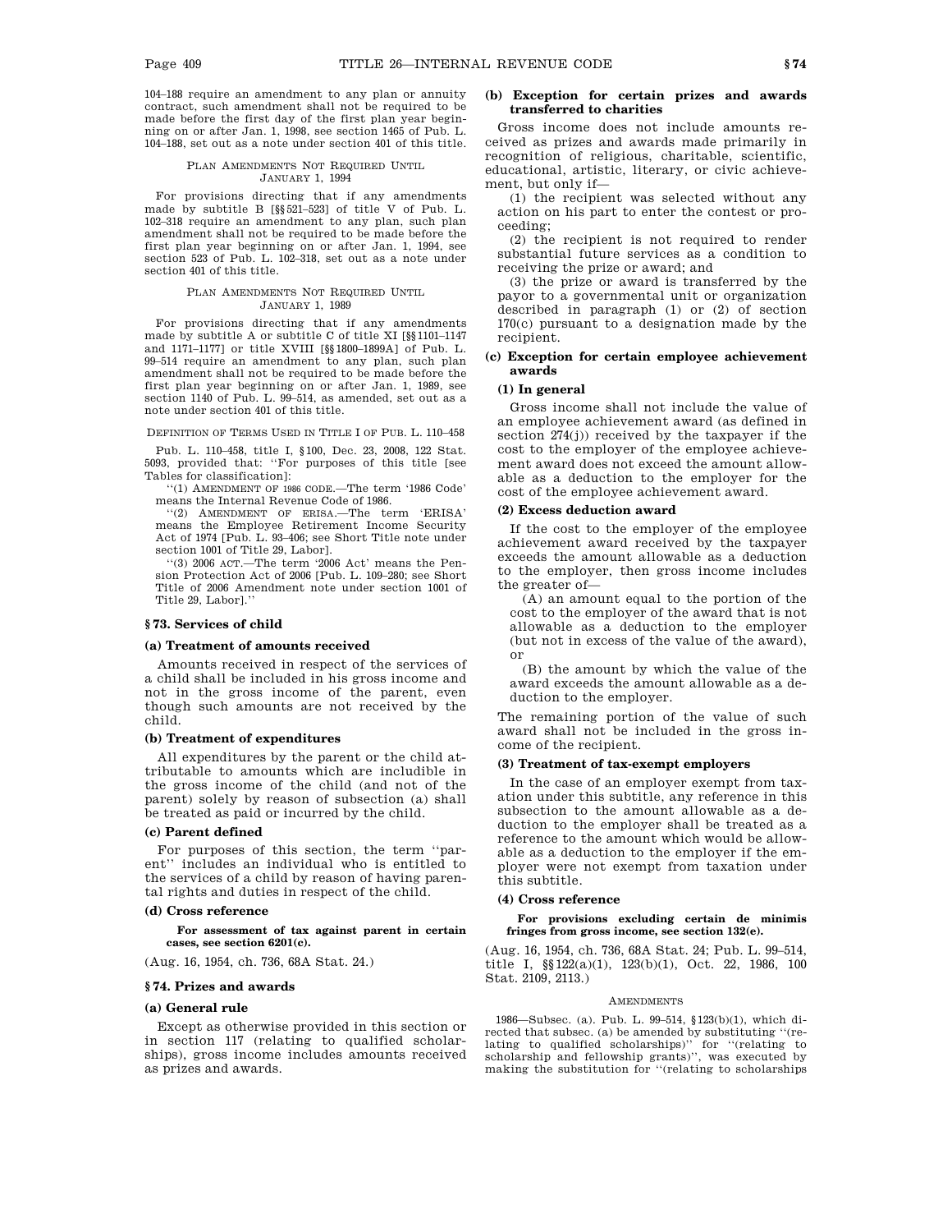104–188 require an amendment to any plan or annuity contract, such amendment shall not be required to be made before the first day of the first plan year beginning on or after Jan. 1, 1998, see section 1465 of Pub. L. 104–188, set out as a note under section 401 of this title.

PLAN AMENDMENTS NOT REQUIRED UNTIL JANUARY 1, 1994

For provisions directing that if any amendments made by subtitle B [§§ 521–523] of title V of Pub. L. 102–318 require an amendment to any plan, such plan amendment shall not be required to be made before the first plan year beginning on or after Jan. 1, 1994, see section 523 of Pub. L. 102–318, set out as a note under section 401 of this title.

PLAN AMENDMENTS NOT REQUIRED UNTIL JANUARY 1, 1989

For provisions directing that if any amendments made by subtitle A or subtitle C of title XI [§§ 1101–1147 and 1171–1177] or title XVIII [§§ 1800–1899A] of Pub. L. 99–514 require an amendment to any plan, such plan amendment shall not be required to be made before the first plan year beginning on or after Jan. 1, 1989, see section 1140 of Pub. L. 99–514, as amended, set out as a note under section 401 of this title.

DEFINITION OF TERMS USED IN TITLE I OF PUB. L. 110–458

Pub. L. 110–458, title I, § 100, Dec. 23, 2008, 122 Stat. 5093, provided that: ''For purposes of this title [see Tables for classification]:

''(1) AMENDMENT OF 1986 CODE.—The term '1986 Code' means the Internal Revenue Code of 1986.

''(2) AMENDMENT OF ERISA.—The term 'ERISA' means the Employee Retirement Income Security Act of 1974 [Pub. L. 93–406; see Short Title note under section 1001 of Title 29, Labor].

''(3) 2006 ACT.—The term '2006 Act' means the Pension Protection Act of 2006 [Pub. L. 109–280; see Short Title of 2006 Amendment note under section 1001 of Title 29, Labor].''

## § 73. Services of child

### (a) Treatment of amounts received

Amounts received in respect of the services of a child shall be included in his gross income and not in the gross income of the parent, even though such amounts are not received by the child.

### (b) Treatment of expenditures

All expenditures by the parent or the child attributable to amounts which are includible in the gross income of the child (and not of the parent) solely by reason of subsection (a) shall be treated as paid or incurred by the child.

### (c) Parent defined

For purposes of this section, the term ''parent'' includes an individual who is entitled to the services of a child by reason of having parental rights and duties in respect of the child.

### (d) Cross reference

**For assessment of tax against parent in certain cases, see section 6201(c).**

(Aug. 16, 1954, ch. 736, 68A Stat. 24.)

## § 74. Prizes and awards

### (a) General rule

Except as otherwise provided in this section or in section 117 (relating to qualified scholarships), gross income includes amounts received as prizes and awards.

### (b) Exception for certain prizes and awards transferred to charities

Gross income does not include amounts received as prizes and awards made primarily in recognition of religious, charitable, scientific, educational, artistic, literary, or civic achievement, but only if—

(1) the recipient was selected without any action on his part to enter the contest or proceeding;

(2) the recipient is not required to render substantial future services as a condition to receiving the prize or award; and

(3) the prize or award is transferred by the payor to a governmental unit or organization described in paragraph (1) or (2) of section 170(c) pursuant to a designation made by the recipient.

### (c) Exception for certain employee achievement awards

#### (1) In general

Gross income shall not include the value of an employee achievement award (as defined in section 274(j)) received by the taxpayer if the cost to the employer of the employee achievement award does not exceed the amount allowable as a deduction to the employer for the cost of the employee achievement award.

#### (2) Excess deduction award

If the cost to the employer of the employee achievement award received by the taxpayer exceeds the amount allowable as a deduction to the employer, then gross income includes the greater of—

(A) an amount equal to the portion of the cost to the employer of the award that is not allowable as a deduction to the employer (but not in excess of the value of the award), or

(B) the amount by which the value of the award exceeds the amount allowable as a deduction to the employer.

The remaining portion of the value of such award shall not be included in the gross income of the recipient.

#### (3) Treatment of tax-exempt employers

In the case of an employer exempt from taxation under this subtitle, any reference in this subsection to the amount allowable as a deduction to the employer shall be treated as a reference to the amount which would be allowable as a deduction to the employer if the employer were not exempt from taxation under this subtitle.

#### (4) Cross reference

**For provisions excluding certain de minimis fringes from gross income, see section 132(e).**

(Aug. 16, 1954, ch. 736, 68A Stat. 24; Pub. L. 99–514, title I, §§ 122(a)(1), 123(b)(1), Oct. 22, 1986, 100 Stat. 2109, 2113.)

AMENDMENTS

1986—Subsec. (a). Pub. L. 99–514, § 123(b)(1), which directed that subsec. (a) be amended by substituting ''(relating to qualified scholarships)'' for ''(relating to scholarship and fellowship grants)'', was executed by making the substitution for ''(relating to scholarships